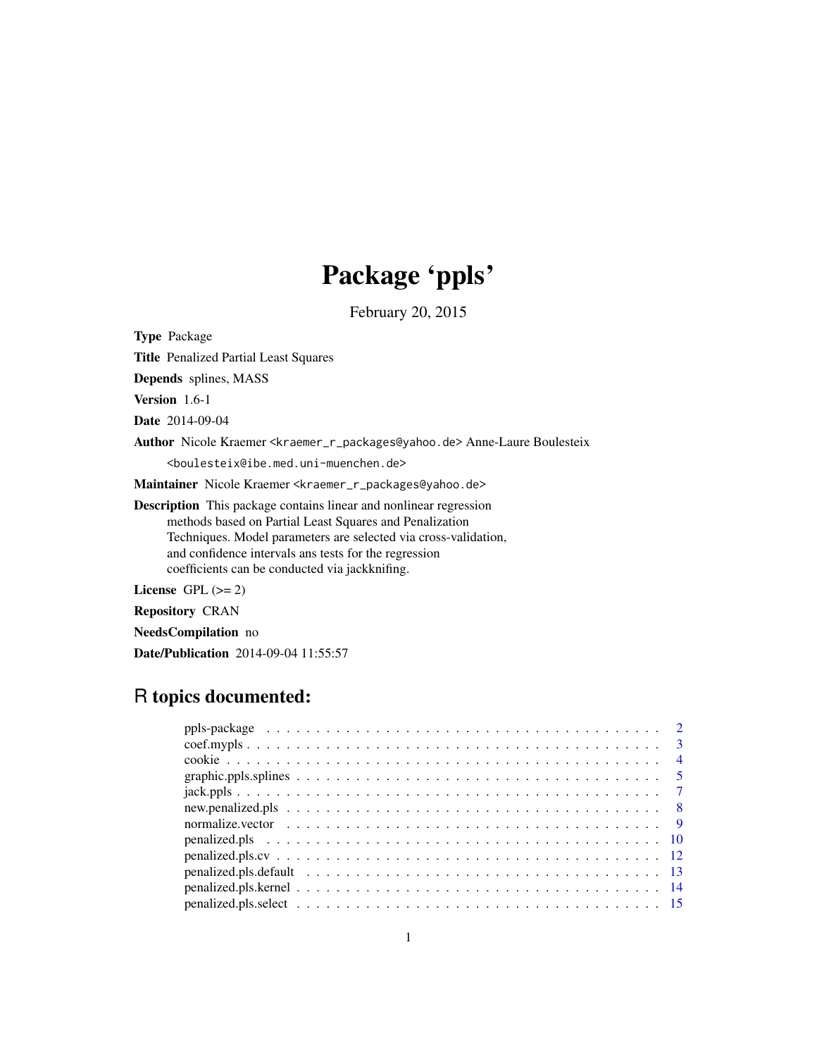# Package 'ppls'

February 20, 2015

**Type** Package

**Title** Penalized Partial Least Squares

**Depends** splines, MASS

**Version** 1.6-1

**Date** 2014-09-04

**Author** Nicole Kraemer <kraemer_r_packages@yahoo.de> Anne-Laure Boulesteix <boulesteix@ibe.med.uni-muenchen.de>

**Maintainer** Nicole Kraemer <kraemer_r_packages@yahoo.de>

**Description** This package contains linear and nonlinear regression methods based on Partial Least Squares and Penalization Techniques. Model parameters are selected via cross-validation, and confidence intervals ans tests for the regression coefficients can be conducted via jackknifing.

**License** GPL (>= 2)

**Repository** CRAN

**NeedsCompilation** no

**Date/Publication** 2014-09-04 11:55:57

## R topics documented:

| | |
|---|---|
| ppls-package | 2 |
| coef.mypls | 3 |
| cookie | 4 |
| graphic.ppls.splines | 5 |
| jack.ppls | 7 |
| new.penalized.pls | 8 |
| normalize.vector | 9 |
| penalized.pls | 10 |
| penalized.pls.cv | 12 |
| penalized.pls.default | 13 |
| penalized.pls.kernel | 14 |
| penalized.pls.select | 15 |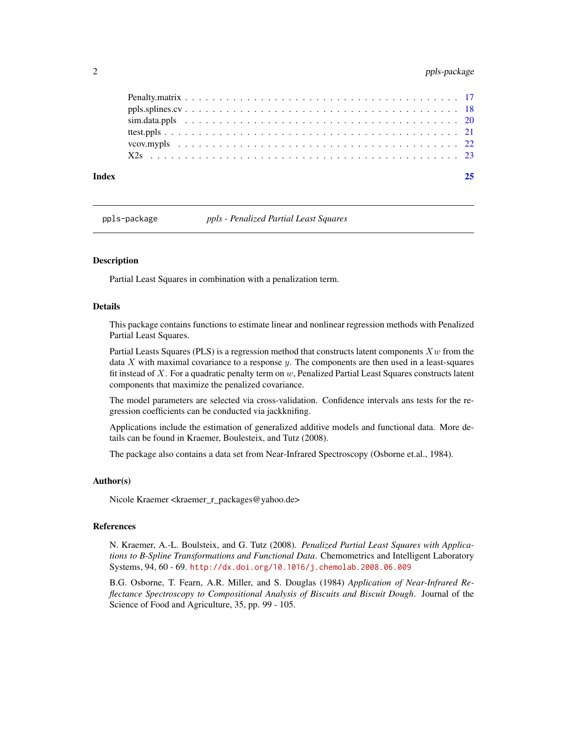Penalty.matrix . . . . . . . . . . . . . . . . . . . . . . . . . . . . . . . . . . . . . . . 17
ppls.splines.cv . . . . . . . . . . . . . . . . . . . . . . . . . . . . . . . . . . . . . . . 18
sim.data.ppls . . . . . . . . . . . . . . . . . . . . . . . . . . . . . . . . . . . . . . . 20
ttest.ppls . . . . . . . . . . . . . . . . . . . . . . . . . . . . . . . . . . . . . . . 21
vcov.mypls . . . . . . . . . . . . . . . . . . . . . . . . . . . . . . . . . . . . . . . 22
X2s . . . . . . . . . . . . . . . . . . . . . . . . . . . . . . . . . . . . . . . 23

**Index** **25**

---

`ppls-package` *ppls - Penalized Partial Least Squares*

---

### Description

Partial Least Squares in combination with a penalization term.

### Details

This package contains functions to estimate linear and nonlinear regression methods with Penalized Partial Least Squares.

Partial Leasts Squares (PLS) is a regression method that constructs latent components $Xw$ from the data $X$ with maximal covariance to a response $y$. The components are then used in a least-squares fit instead of $X$. For a quadratic penalty term on $w$, Penalized Partial Least Squares constructs latent components that maximize the penalized covariance.

The model parameters are selected via cross-validation. Confidence intervals ans tests for the regression coefficients can be conducted via jackknifing.

Applications include the estimation of generalized additive models and functional data. More details can be found in Kraemer, Boulesteix, and Tutz (2008).

The package also contains a data set from Near-Infrared Spectroscopy (Osborne et.al., 1984).

### Author(s)

Nicole Kraemer <kraemer_r_packages@yahoo.de>

### References

N. Kraemer, A.-L. Boulsteix, and G. Tutz (2008). *Penalized Partial Least Squares with Applications to B-Spline Transformations and Functional Data*. Chemometrics and Intelligent Laboratory Systems, 94, 60 - 69. `http://dx.doi.org/10.1016/j.chemolab.2008.06.009`

B.G. Osborne, T. Fearn, A.R. Miller, and S. Douglas (1984) *Application of Near-Infrared Reflectance Spectroscopy to Compositional Analysis of Biscuits and Biscuit Dough*. Journal of the Science of Food and Agriculture, 35, pp. 99 - 105.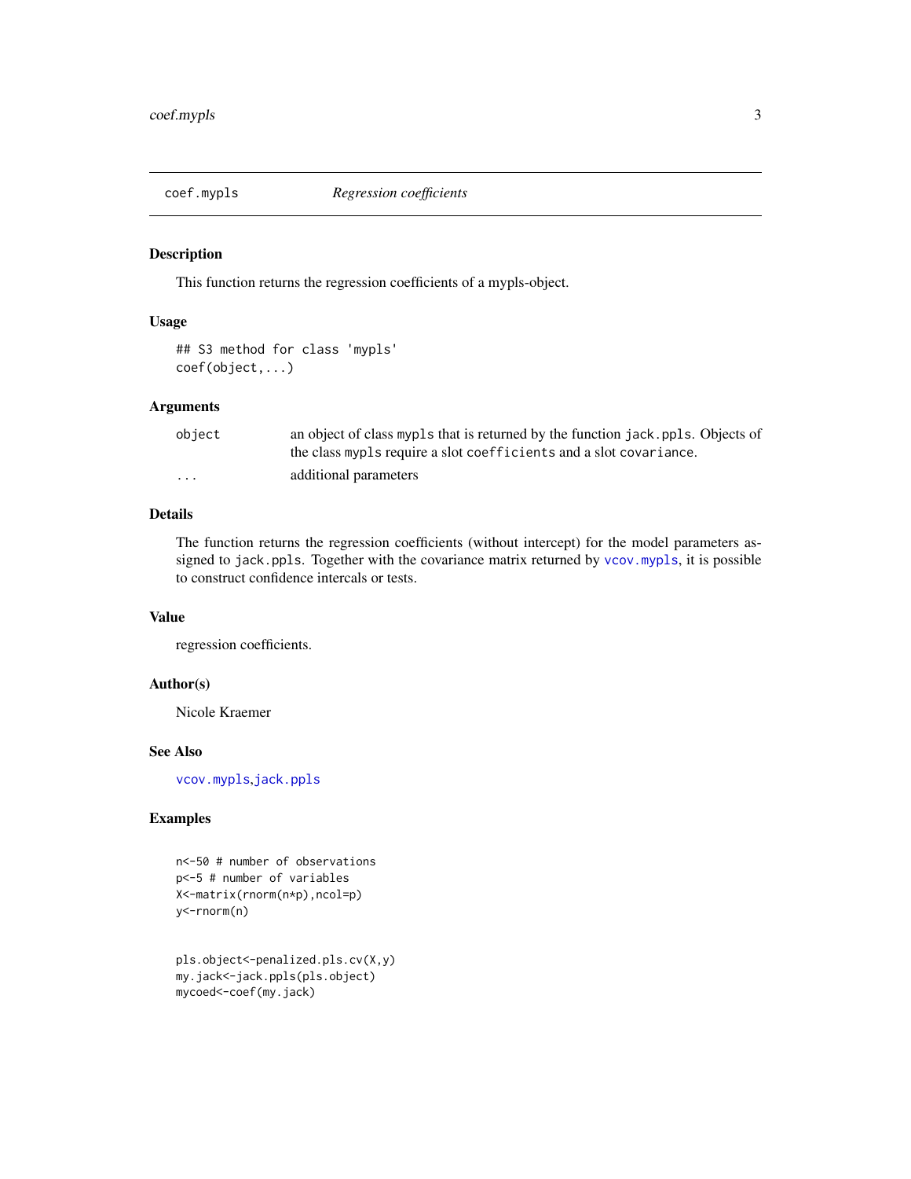# coef.mypls *Regression coefficients*

## Description

This function returns the regression coefficients of a mypls-object.

## Usage

```
## S3 method for class 'mypls'
coef(object,...)
```

## Arguments

| | |
|---|---|
| `object` | an object of class `mypls` that is returned by the function `jack.ppls`. Objects of the class `mypls` require a slot `coefficients` and a slot `covariance`. |
| `...` | additional parameters |

## Details

The function returns the regression coefficients (without intercept) for the model parameters assigned to `jack.ppls`. Together with the covariance matrix returned by `vcov.mypls`, it is possible to construct confidence intercals or tests.

## Value

regression coefficients.

## Author(s)

Nicole Kraemer

## See Also

`vcov.mypls`,`jack.ppls`

## Examples

```
n<-50 # number of observations
p<-5 # number of variables
X<-matrix(rnorm(n*p),ncol=p)
y<-rnorm(n)


pls.object<-penalized.pls.cv(X,y)
my.jack<-jack.ppls(pls.object)
mycoed<-coef(my.jack)
```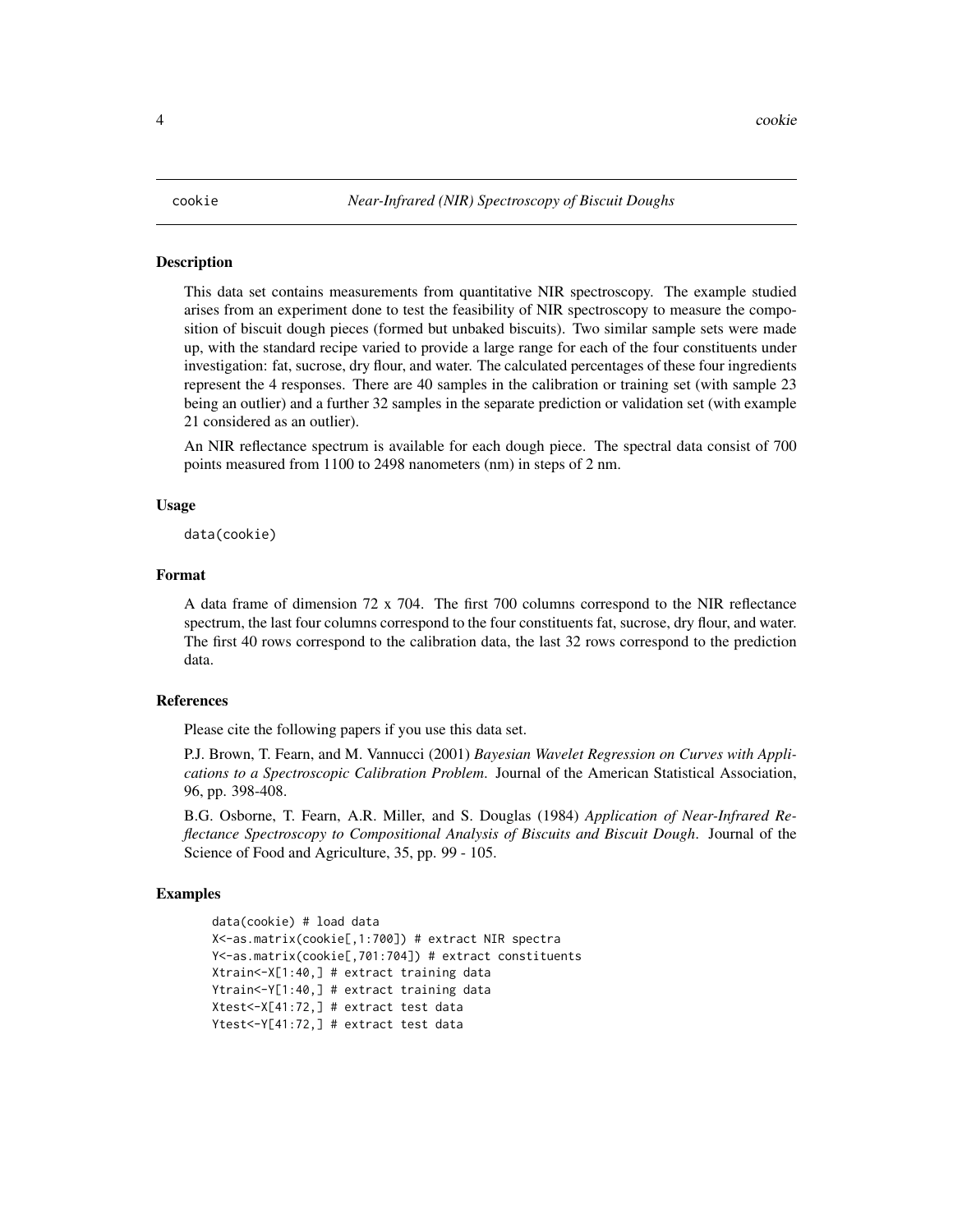cookie *Near-Infrared (NIR) Spectroscopy of Biscuit Doughs*

## Description

This data set contains measurements from quantitative NIR spectroscopy. The example studied arises from an experiment done to test the feasibility of NIR spectroscopy to measure the composition of biscuit dough pieces (formed but unbaked biscuits). Two similar sample sets were made up, with the standard recipe varied to provide a large range for each of the four constituents under investigation: fat, sucrose, dry flour, and water. The calculated percentages of these four ingredients represent the 4 responses. There are 40 samples in the calibration or training set (with sample 23 being an outlier) and a further 32 samples in the separate prediction or validation set (with example 21 considered as an outlier).

An NIR reflectance spectrum is available for each dough piece. The spectral data consist of 700 points measured from 1100 to 2498 nanometers (nm) in steps of 2 nm.

## Usage

```
data(cookie)
```

## Format

A data frame of dimension 72 x 704. The first 700 columns correspond to the NIR reflectance spectrum, the last four columns correspond to the four constituents fat, sucrose, dry flour, and water. The first 40 rows correspond to the calibration data, the last 32 rows correspond to the prediction data.

## References

Please cite the following papers if you use this data set.

P.J. Brown, T. Fearn, and M. Vannucci (2001) *Bayesian Wavelet Regression on Curves with Applications to a Spectroscopic Calibration Problem*. Journal of the American Statistical Association, 96, pp. 398-408.

B.G. Osborne, T. Fearn, A.R. Miller, and S. Douglas (1984) *Application of Near-Infrared Reflectance Spectroscopy to Compositional Analysis of Biscuits and Biscuit Dough*. Journal of the Science of Food and Agriculture, 35, pp. 99 - 105.

## Examples

```
data(cookie) # load data
X<-as.matrix(cookie[,1:700]) # extract NIR spectra
Y<-as.matrix(cookie[,701:704]) # extract constituents
Xtrain<-X[1:40,] # extract training data
Ytrain<-Y[1:40,] # extract training data
Xtest<-X[41:72,] # extract test data
Ytest<-Y[41:72,] # extract test data
```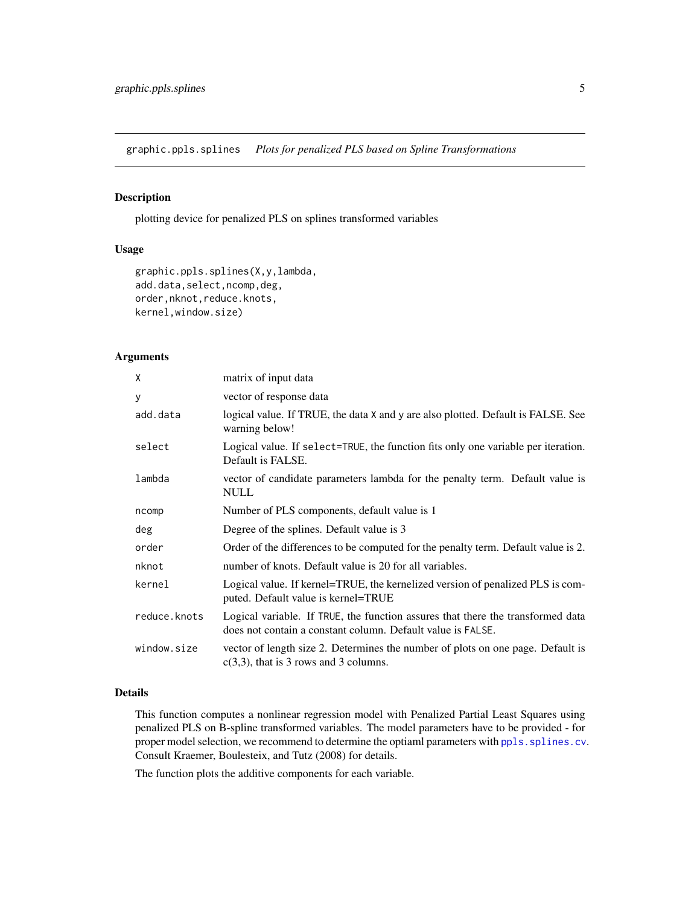graphic.ppls.splines *Plots for penalized PLS based on Spline Transformations*

## Description

plotting device for penalized PLS on splines transformed variables

## Usage

```
graphic.ppls.splines(X,y,lambda,
add.data,select,ncomp,deg,
order,nknot,reduce.knots,
kernel,window.size)
```

## Arguments

| | |
|---|---|
| `X` | matrix of input data |
| `y` | vector of response data |
| `add.data` | logical value. If TRUE, the data `X` and `y` are also plotted. Default is FALSE. See warning below! |
| `select` | Logical value. If `select=TRUE`, the function fits only one variable per iteration. Default is FALSE. |
| `lambda` | vector of candidate parameters lambda for the penalty term. Default value is NULL |
| `ncomp` | Number of PLS components, default value is 1 |
| `deg` | Degree of the splines. Default value is 3 |
| `order` | Order of the differences to be computed for the penalty term. Default value is 2. |
| `nknot` | number of knots. Default value is 20 for all variables. |
| `kernel` | Logical value. If kernel=TRUE, the kernelized version of penalized PLS is computed. Default value is kernel=TRUE |
| `reduce.knots` | Logical variable. If `TRUE`, the function assures that there the transformed data does not contain a constant column. Default value is `FALSE`. |
| `window.size` | vector of length size 2. Determines the number of plots on one page. Default is c(3,3), that is 3 rows and 3 columns. |

## Details

This function computes a nonlinear regression model with Penalized Partial Least Squares using penalized PLS on B-spline transformed variables. The model parameters have to be provided - for proper model selection, we recommend to determine the optiaml parameters with `ppls.splines.cv`. Consult Kraemer, Boulesteix, and Tutz (2008) for details.

The function plots the additive components for each variable.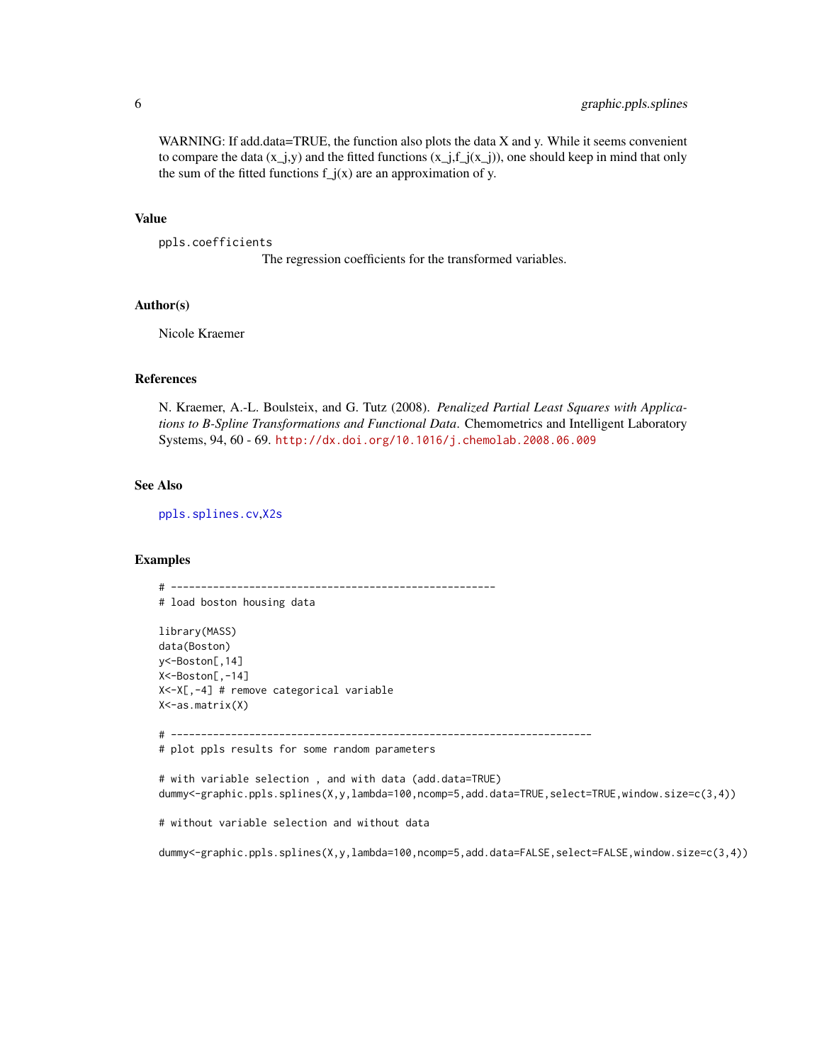WARNING: If add.data=TRUE, the function also plots the data X and y. While it seems convenient to compare the data (x_j,y) and the fitted functions (x_j,f_j(x_j)), one should keep in mind that only the sum of the fitted functions f_j(x) are an approximation of y.

## Value

`ppls.coefficients`
: The regression coefficients for the transformed variables.

## Author(s)

Nicole Kraemer

## References

N. Kraemer, A.-L. Boulsteix, and G. Tutz (2008). *Penalized Partial Least Squares with Applications to B-Spline Transformations and Functional Data*. Chemometrics and Intelligent Laboratory Systems, 94, 60 - 69. http://dx.doi.org/10.1016/j.chemolab.2008.06.009

## See Also

ppls.splines.cv, X2s

## Examples

```
# ------------------------------------------------------
# load boston housing data

library(MASS)
data(Boston)
y<-Boston[,14]
X<-Boston[,-14]
X<-X[,-4] # remove categorical variable
X<-as.matrix(X)

# ----------------------------------------------------------------------
# plot ppls results for some random parameters

# with variable selection , and with data (add.data=TRUE)
dummy<-graphic.ppls.splines(X,y,lambda=100,ncomp=5,add.data=TRUE,select=TRUE,window.size=c(3,4))

# without variable selection and without data

dummy<-graphic.ppls.splines(X,y,lambda=100,ncomp=5,add.data=FALSE,select=FALSE,window.size=c(3,4))
```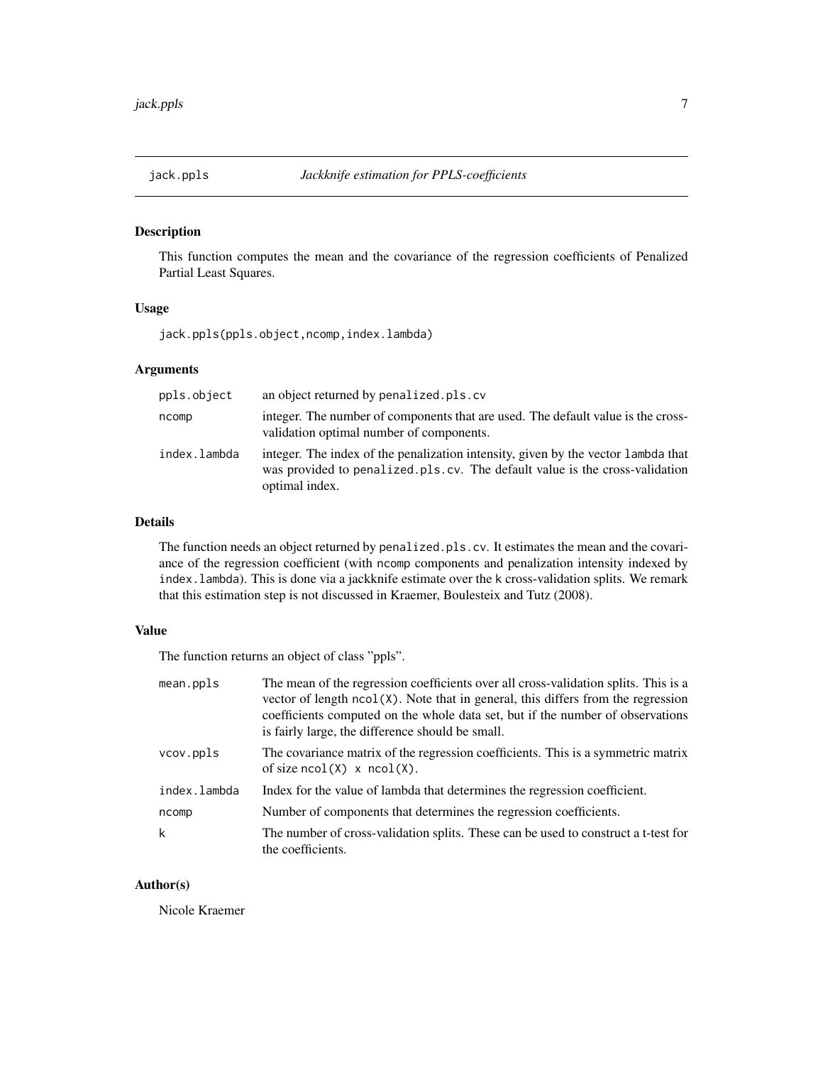# jack.ppls — *Jackknife estimation for PPLS-coefficients*

## Description

This function computes the mean and the covariance of the regression coefficients of Penalized Partial Least Squares.

## Usage

```
jack.ppls(ppls.object,ncomp,index.lambda)
```

## Arguments

| | |
|---|---|
| `ppls.object` | an object returned by `penalized.pls.cv` |
| `ncomp` | integer. The number of components that are used. The default value is the cross-validation optimal number of components. |
| `index.lambda` | integer. The index of the penalization intensity, given by the vector `lambda` that was provided to `penalized.pls.cv`. The default value is the cross-validation optimal index. |

## Details

The function needs an object returned by `penalized.pls.cv`. It estimates the mean and the covariance of the regression coefficient (with `ncomp` components and penalization intensity indexed by `index.lambda`). This is done via a jackknife estimate over the `k` cross-validation splits. We remark that this estimation step is not discussed in Kraemer, Boulesteix and Tutz (2008).

## Value

The function returns an object of class "ppls".

| | |
|---|---|
| `mean.ppls` | The mean of the regression coefficients over all cross-validation splits. This is a vector of length `ncol(X)`. Note that in general, this differs from the regression coefficients computed on the whole data set, but if the number of observations is fairly large, the difference should be small. |
| `vcov.ppls` | The covariance matrix of the regression coefficients. This is a symmetric matrix of size `ncol(X) x ncol(X)`. |
| `index.lambda` | Index for the value of lambda that determines the regression coefficient. |
| `ncomp` | Number of components that determines the regression coefficients. |
| `k` | The number of cross-validation splits. These can be used to construct a t-test for the coefficients. |

## Author(s)

Nicole Kraemer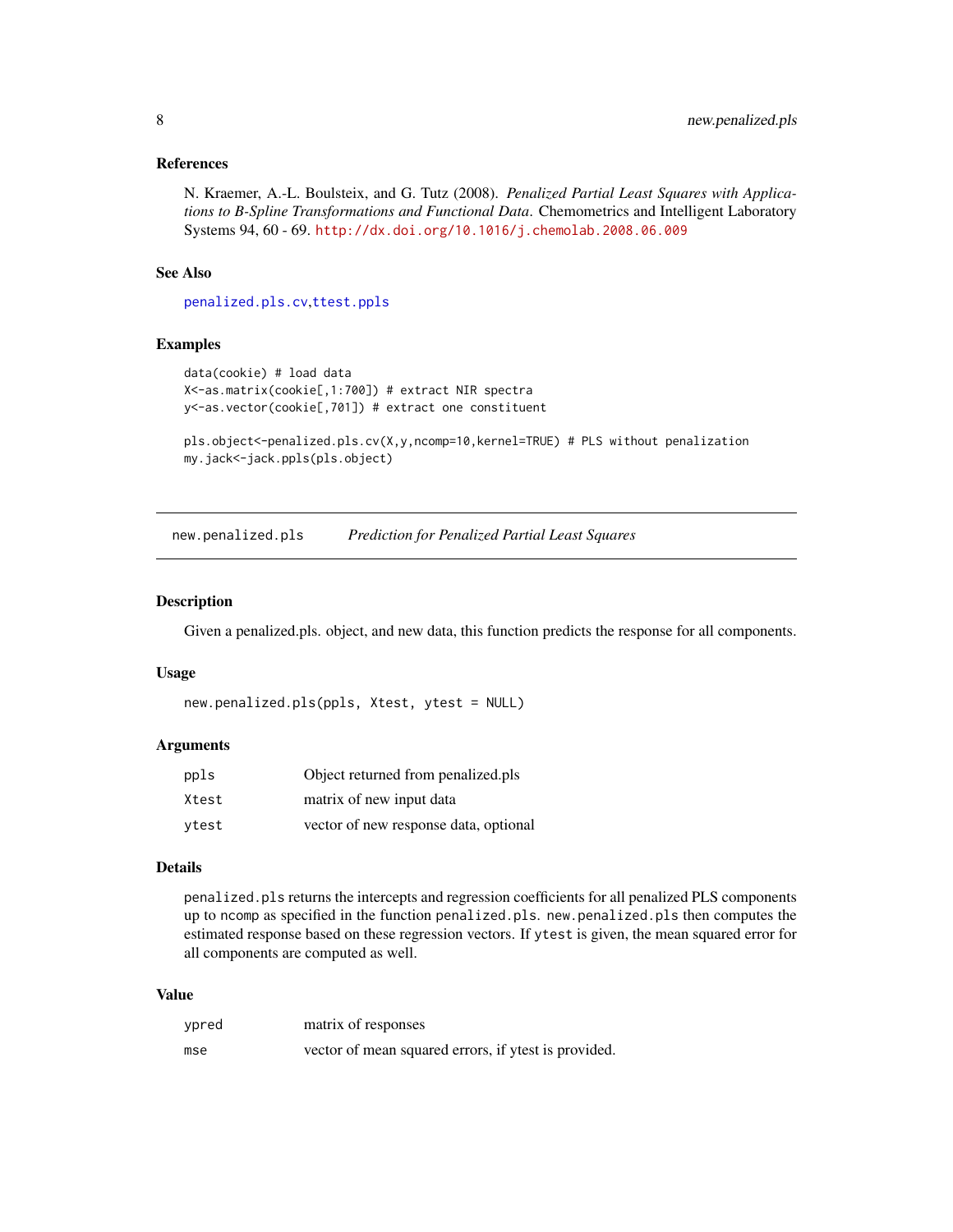### References

N. Kraemer, A.-L. Boulsteix, and G. Tutz (2008). *Penalized Partial Least Squares with Applications to B-Spline Transformations and Functional Data.* Chemometrics and Intelligent Laboratory Systems 94, 60 - 69. http://dx.doi.org/10.1016/j.chemolab.2008.06.009

### See Also

penalized.pls.cv,ttest.ppls

### Examples

```
data(cookie) # load data
X<-as.matrix(cookie[,1:700]) # extract NIR spectra
y<-as.vector(cookie[,701]) # extract one constituent

pls.object<-penalized.pls.cv(X,y,ncomp=10,kernel=TRUE) # PLS without penalization
my.jack<-jack.ppls(pls.object)
```

---

## new.penalized.pls — *Prediction for Penalized Partial Least Squares*

### Description

Given a penalized.pls. object, and new data, this function predicts the response for all components.

### Usage

```
new.penalized.pls(ppls, Xtest, ytest = NULL)
```

### Arguments

| | |
|---|---|
| ppls | Object returned from penalized.pls |
| Xtest | matrix of new input data |
| ytest | vector of new response data, optional |

### Details

`penalized.pls` returns the intercepts and regression coefficients for all penalized PLS components up to `ncomp` as specified in the function `penalized.pls`. `new.penalized.pls` then computes the estimated response based on these regression vectors. If `ytest` is given, the mean squared error for all components are computed as well.

### Value

| | |
|---|---|
| ypred | matrix of responses |
| mse | vector of mean squared errors, if ytest is provided. |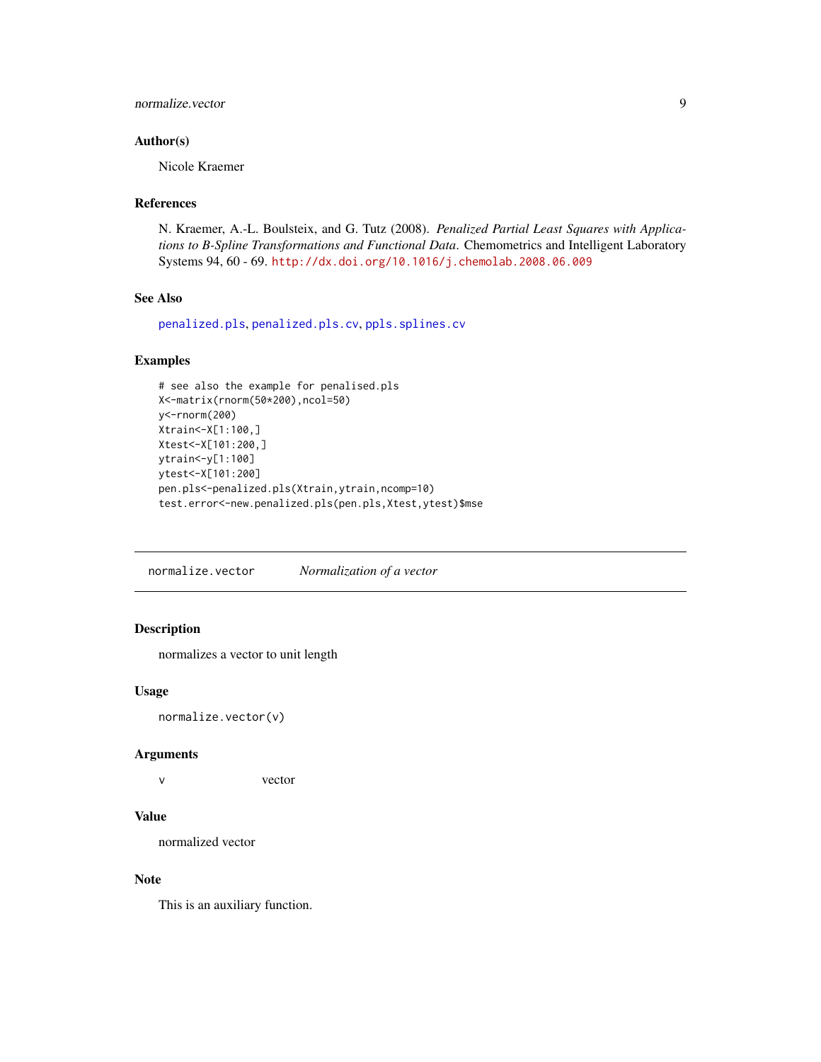### Author(s)

Nicole Kraemer

### References

N. Kraemer, A.-L. Boulsteix, and G. Tutz (2008). *Penalized Partial Least Squares with Applications to B-Spline Transformations and Functional Data*. Chemometrics and Intelligent Laboratory Systems 94, 60 - 69. http://dx.doi.org/10.1016/j.chemolab.2008.06.009

### See Also

penalized.pls, penalized.pls.cv, ppls.splines.cv

### Examples

```
# see also the example for penalised.pls
X<-matrix(rnorm(50*200),ncol=50)
y<-rnorm(200)
Xtrain<-X[1:100,]
Xtest<-X[101:200,]
ytrain<-y[1:100]
ytest<-X[101:200]
pen.pls<-penalized.pls(Xtrain,ytrain,ncomp=10)
test.error<-new.penalized.pls(pen.pls,Xtest,ytest)$mse
```

---

## normalize.vector    *Normalization of a vector*

---

### Description

normalizes a vector to unit length

### Usage

```
normalize.vector(v)
```

### Arguments

| | |
|---|---|
| v | vector |

### Value

normalized vector

### Note

This is an auxiliary function.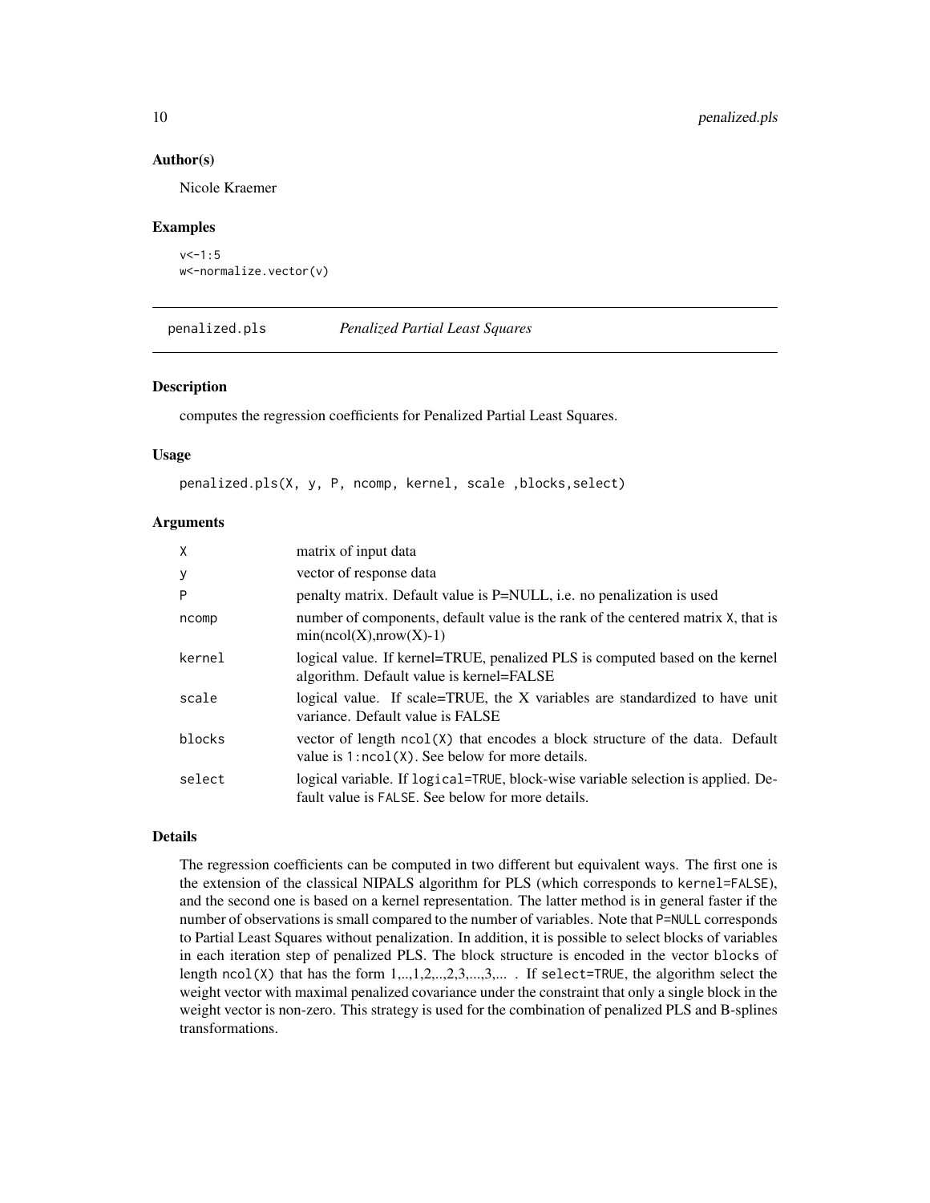### Author(s)

Nicole Kraemer

### Examples

```
v<-1:5
w<-normalize.vector(v)
```

---

## penalized.pls *Penalized Partial Least Squares*

### Description

computes the regression coefficients for Penalized Partial Least Squares.

### Usage

```
penalized.pls(X, y, P, ncomp, kernel, scale ,blocks,select)
```

### Arguments

| | |
|---|---|
| X | matrix of input data |
| y | vector of response data |
| P | penalty matrix. Default value is P=NULL, i.e. no penalization is used |
| ncomp | number of components, default value is the rank of the centered matrix X, that is min(ncol(X),nrow(X)-1) |
| kernel | logical value. If kernel=TRUE, penalized PLS is computed based on the kernel algorithm. Default value is kernel=FALSE |
| scale | logical value. If scale=TRUE, the X variables are standardized to have unit variance. Default value is FALSE |
| blocks | vector of length ncol(X) that encodes a block structure of the data. Default value is 1:ncol(X). See below for more details. |
| select | logical variable. If logical=TRUE, block-wise variable selection is applied. Default value is FALSE. See below for more details. |

### Details

The regression coefficients can be computed in two different but equivalent ways. The first one is the extension of the classical NIPALS algorithm for PLS (which corresponds to kernel=FALSE), and the second one is based on a kernel representation. The latter method is in general faster if the number of observations is small compared to the number of variables. Note that P=NULL corresponds to Partial Least Squares without penalization. In addition, it is possible to select blocks of variables in each iteration step of penalized PLS. The block structure is encoded in the vector blocks of length ncol(X) that has the form 1,..,1,2,..,2,3,...,3,... . If select=TRUE, the algorithm select the weight vector with maximal penalized covariance under the constraint that only a single block in the weight vector is non-zero. This strategy is used for the combination of penalized PLS and B-splines transformations.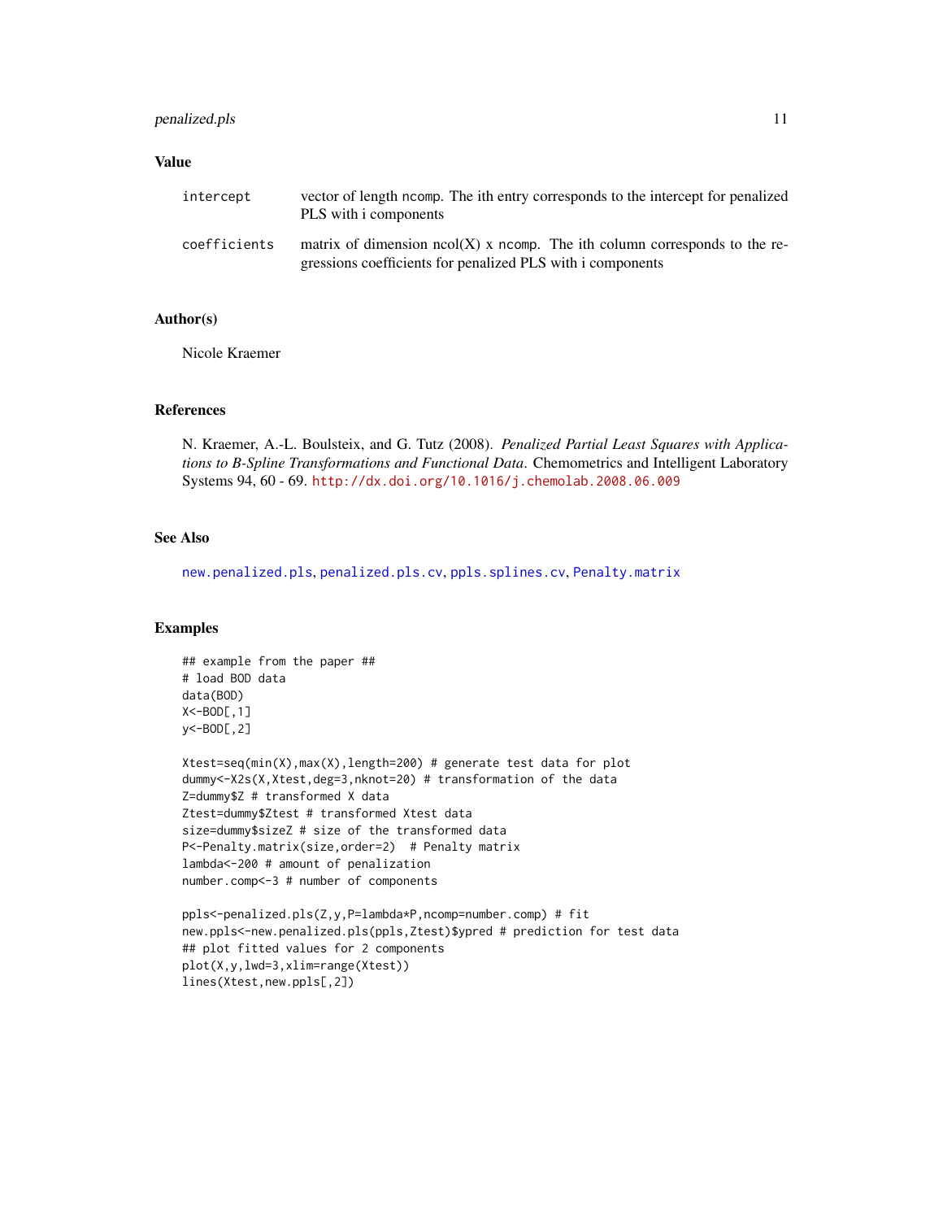## Value

| | |
|---|---|
| `intercept` | vector of length `ncomp`. The ith entry corresponds to the intercept for penalized PLS with i components |
| `coefficients` | matrix of dimension ncol(X) x `ncomp`. The ith column corresponds to the regressions coefficients for penalized PLS with i components |

## Author(s)

Nicole Kraemer

## References

N. Kraemer, A.-L. Boulsteix, and G. Tutz (2008). *Penalized Partial Least Squares with Applications to B-Spline Transformations and Functional Data*. Chemometrics and Intelligent Laboratory Systems 94, 60 - 69. http://dx.doi.org/10.1016/j.chemolab.2008.06.009

## See Also

`new.penalized.pls`, `penalized.pls.cv`, `ppls.splines.cv`, `Penalty.matrix`

## Examples

```
## example from the paper ##
# load BOD data
data(BOD)
X<-BOD[,1]
y<-BOD[,2]

Xtest=seq(min(X),max(X),length=200) # generate test data for plot
dummy<-X2s(X,Xtest,deg=3,nknot=20) # transformation of the data
Z=dummy$Z # transformed X data
Ztest=dummy$Ztest # transformed Xtest data
size=dummy$sizeZ # size of the transformed data
P<-Penalty.matrix(size,order=2)  # Penalty matrix
lambda<-200 # amount of penalization
number.comp<-3 # number of components

ppls<-penalized.pls(Z,y,P=lambda*P,ncomp=number.comp) # fit
new.ppls<-new.penalized.pls(ppls,Ztest)$ypred # prediction for test data
## plot fitted values for 2 components
plot(X,y,lwd=3,xlim=range(Xtest))
lines(Xtest,new.ppls[,2])
```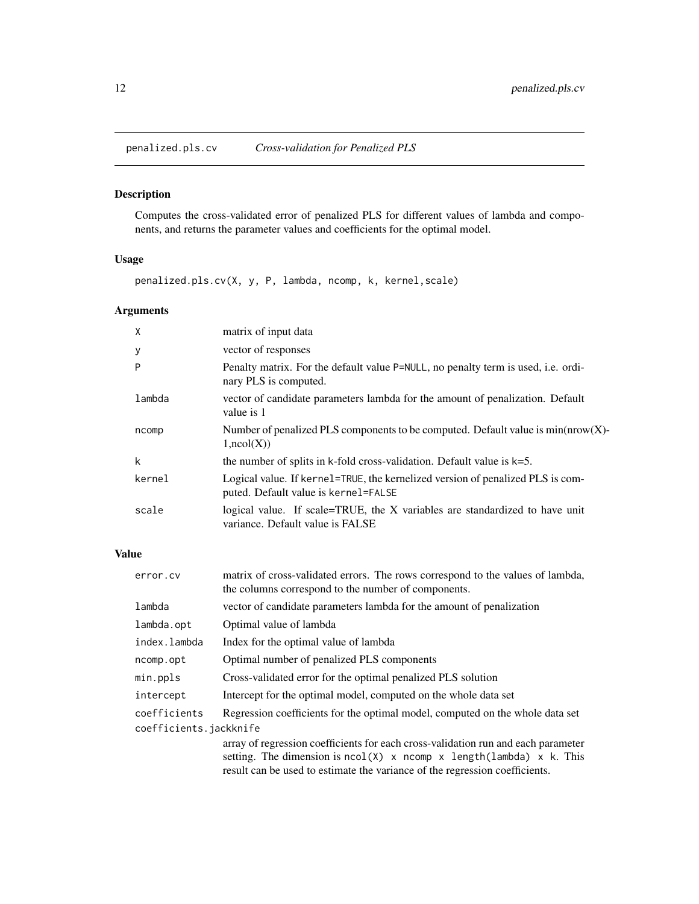# penalized.pls.cv *Cross-validation for Penalized PLS*

## Description

Computes the cross-validated error of penalized PLS for different values of lambda and components, and returns the parameter values and coefficients for the optimal model.

## Usage

```
penalized.pls.cv(X, y, P, lambda, ncomp, k, kernel,scale)
```

## Arguments

| | |
|---|---|
| `X` | matrix of input data |
| `y` | vector of responses |
| `P` | Penalty matrix. For the default value `P=NULL`, no penalty term is used, i.e. ordinary PLS is computed. |
| `lambda` | vector of candidate parameters lambda for the amount of penalization. Default value is 1 |
| `ncomp` | Number of penalized PLS components to be computed. Default value is min(nrow(X)-1,ncol(X)) |
| `k` | the number of splits in `k`-fold cross-validation. Default value is `k`=5. |
| `kernel` | Logical value. If `kernel=TRUE`, the kernelized version of penalized PLS is computed. Default value is `kernel=FALSE` |
| `scale` | logical value. If scale=TRUE, the X variables are standardized to have unit variance. Default value is FALSE |

## Value

| | |
|---|---|
| `error.cv` | matrix of cross-validated errors. The rows correspond to the values of lambda, the columns correspond to the number of components. |
| `lambda` | vector of candidate parameters lambda for the amount of penalization |
| `lambda.opt` | Optimal value of lambda |
| `index.lambda` | Index for the optimal value of lambda |
| `ncomp.opt` | Optimal number of penalized PLS components |
| `min.ppls` | Cross-validated error for the optimal penalized PLS solution |
| `intercept` | Intercept for the optimal model, computed on the whole data set |
| `coefficients` | Regression coefficients for the optimal model, computed on the whole data set |
| `coefficients.jackknife` | array of regression coefficients for each cross-validation run and each parameter setting. The dimension is `ncol(X) x ncomp x length(lambda) x k`. This result can be used to estimate the variance of the regression coefficients. |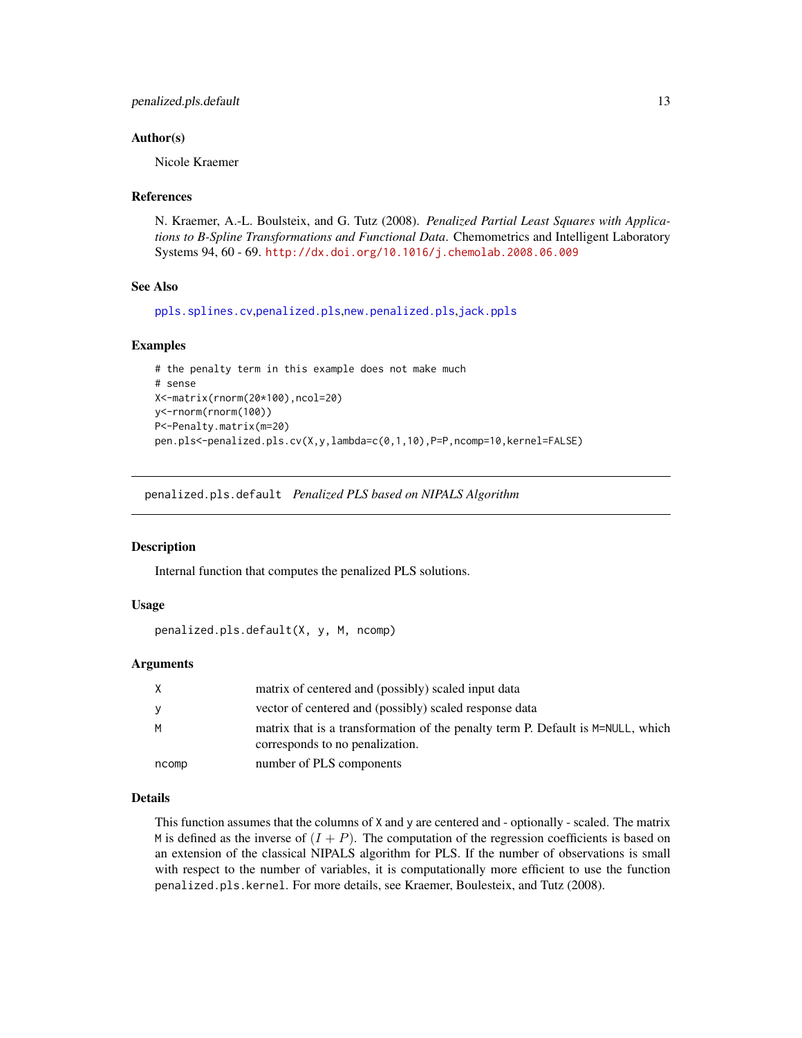### Author(s)

Nicole Kraemer

### References

N. Kraemer, A.-L. Boulsteix, and G. Tutz (2008). *Penalized Partial Least Squares with Applications to B-Spline Transformations and Functional Data*. Chemometrics and Intelligent Laboratory Systems 94, 60 - 69. http://dx.doi.org/10.1016/j.chemolab.2008.06.009

### See Also

ppls.splines.cv,penalized.pls,new.penalized.pls,jack.ppls

### Examples

```
# the penalty term in this example does not make much
# sense
X<-matrix(rnorm(20*100),ncol=20)
y<-rnorm(rnorm(100))
P<-Penalty.matrix(m=20)
pen.pls<-penalized.pls.cv(X,y,lambda=c(0,1,10),P=P,ncomp=10,kernel=FALSE)
```

---

## penalized.pls.default *Penalized PLS based on NIPALS Algorithm*

---

### Description

Internal function that computes the penalized PLS solutions.

### Usage

```
penalized.pls.default(X, y, M, ncomp)
```

### Arguments

| | |
|---|---|
| X | matrix of centered and (possibly) scaled input data |
| y | vector of centered and (possibly) scaled response data |
| M | matrix that is a transformation of the penalty term P. Default is M=NULL, which corresponds to no penalization. |
| ncomp | number of PLS components |

### Details

This function assumes that the columns of X and y are centered and - optionally - scaled. The matrix M is defined as the inverse of $(I + P)$. The computation of the regression coefficients is based on an extension of the classical NIPALS algorithm for PLS. If the number of observations is small with respect to the number of variables, it is computationally more efficient to use the function penalized.pls.kernel. For more details, see Kraemer, Boulesteix, and Tutz (2008).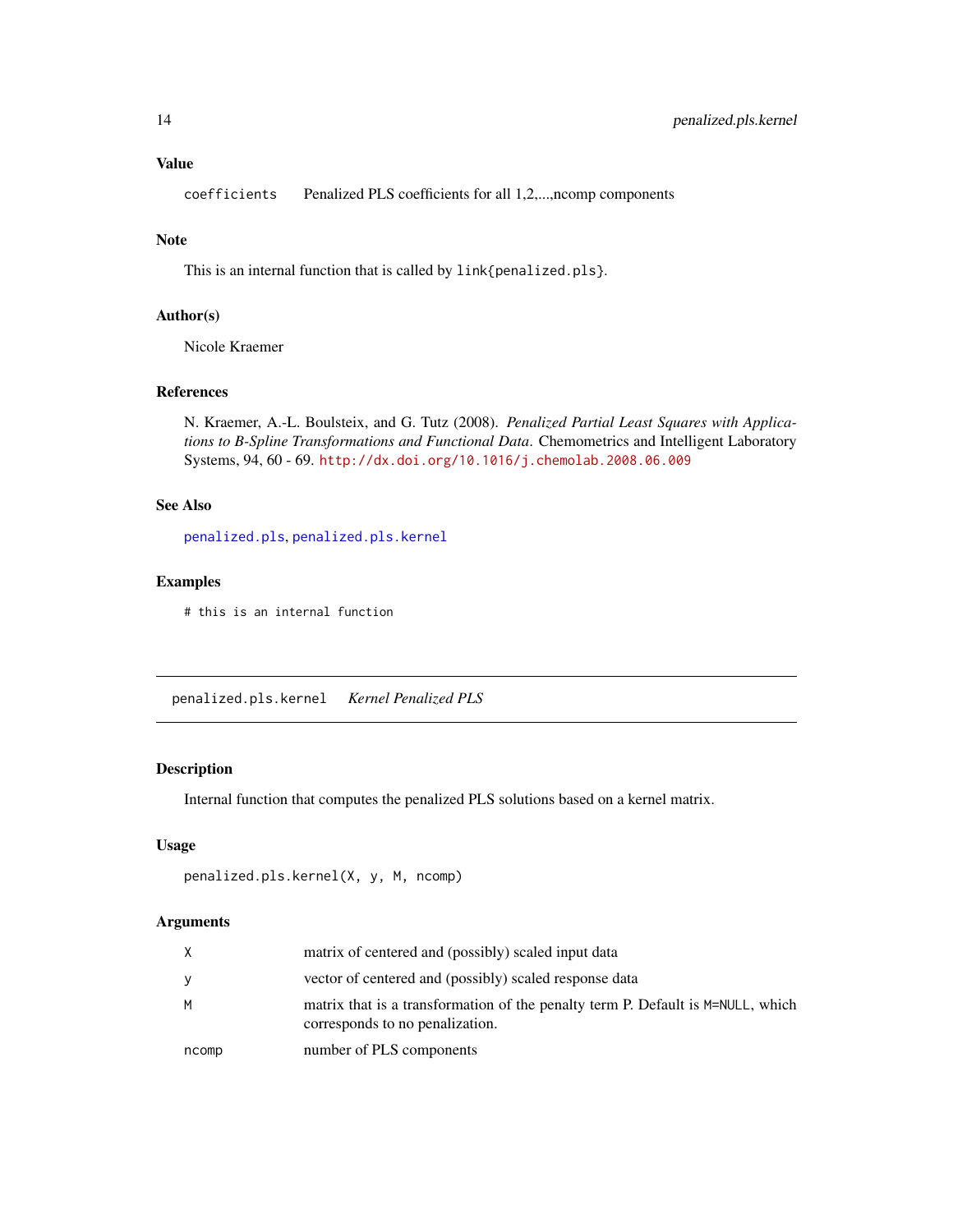## Value

| | |
|---|---|
| `coefficients` | Penalized PLS coefficients for all 1,2,...,ncomp components |

## Note

This is an internal function that is called by `link{penalized.pls}`.

## Author(s)

Nicole Kraemer

## References

N. Kraemer, A.-L. Boulsteix, and G. Tutz (2008). *Penalized Partial Least Squares with Applications to B-Spline Transformations and Functional Data.* Chemometrics and Intelligent Laboratory Systems, 94, 60 - 69. http://dx.doi.org/10.1016/j.chemolab.2008.06.009

## See Also

`penalized.pls`, `penalized.pls.kernel`

## Examples

```
# this is an internal function
```

---

# `penalized.pls.kernel` *Kernel Penalized PLS*

---

## Description

Internal function that computes the penalized PLS solutions based on a kernel matrix.

## Usage

```
penalized.pls.kernel(X, y, M, ncomp)
```

## Arguments

| | |
|---|---|
| `X` | matrix of centered and (possibly) scaled input data |
| `y` | vector of centered and (possibly) scaled response data |
| `M` | matrix that is a transformation of the penalty term P. Default is `M=NULL`, which corresponds to no penalization. |
| `ncomp` | number of PLS components |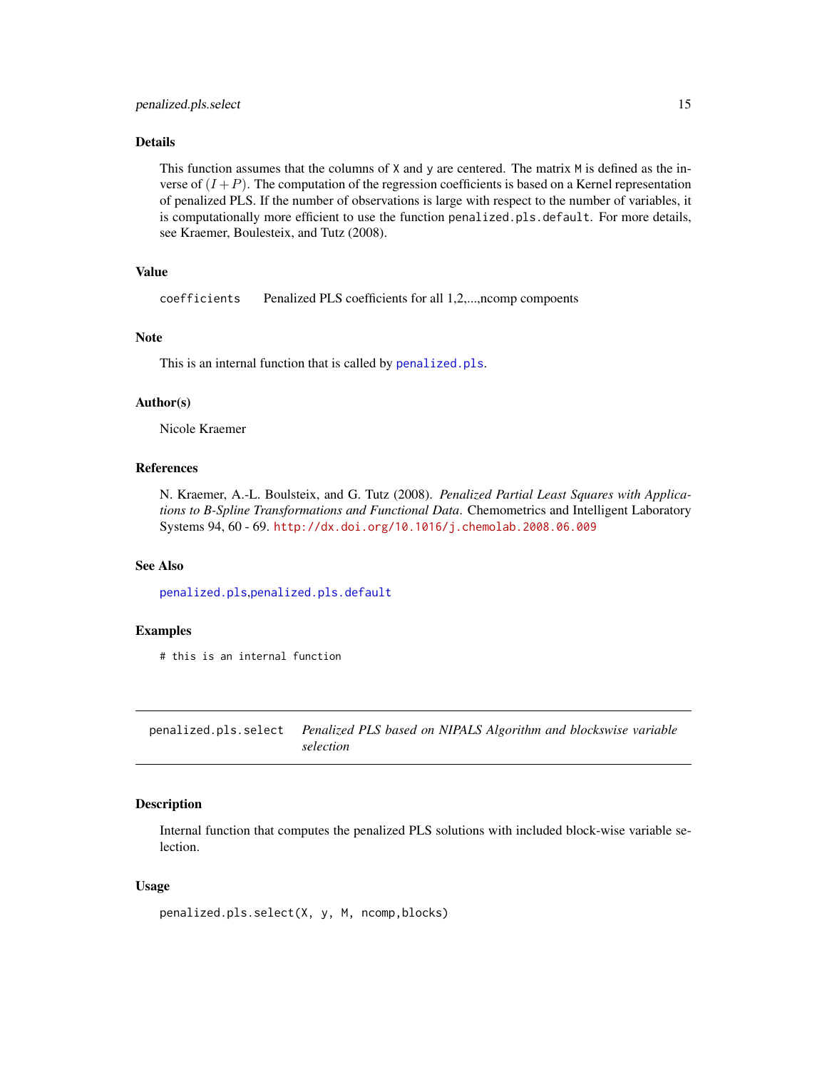## Details

This function assumes that the columns of X and y are centered. The matrix M is defined as the inverse of $(I + P)$. The computation of the regression coefficients is based on a Kernel representation of penalized PLS. If the number of observations is large with respect to the number of variables, it is computationally more efficient to use the function `penalized.pls.default`. For more details, see Kraemer, Boulesteix, and Tutz (2008).

## Value

| | |
|---|---|
| `coefficients` | Penalized PLS coefficients for all 1,2,...,ncomp compoents |

## Note

This is an internal function that is called by `penalized.pls`.

## Author(s)

Nicole Kraemer

## References

N. Kraemer, A.-L. Boulsteix, and G. Tutz (2008). *Penalized Partial Least Squares with Applications to B-Spline Transformations and Functional Data.* Chemometrics and Intelligent Laboratory Systems 94, 60 - 69. http://dx.doi.org/10.1016/j.chemolab.2008.06.009

## See Also

`penalized.pls`,`penalized.pls.default`

## Examples

```
# this is an internal function
```

---

# penalized.pls.select — *Penalized PLS based on NIPALS Algorithm and blockswise variable selection*

## Description

Internal function that computes the penalized PLS solutions with included block-wise variable selection.

## Usage

```
penalized.pls.select(X, y, M, ncomp,blocks)
```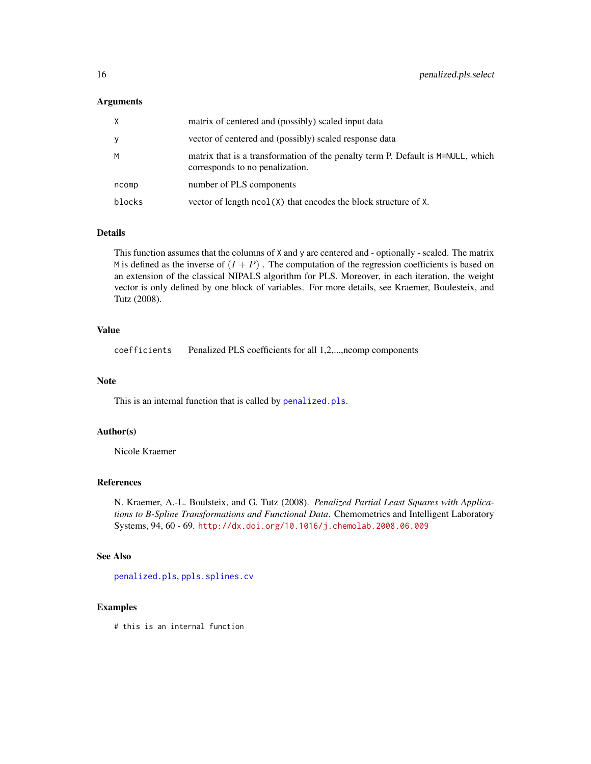## Arguments

| | |
|---|---|
| `X` | matrix of centered and (possibly) scaled input data |
| `y` | vector of centered and (possibly) scaled response data |
| `M` | matrix that is a transformation of the penalty term P. Default is `M=NULL`, which corresponds to no penalization. |
| `ncomp` | number of PLS components |
| `blocks` | vector of length `ncol(X)` that encodes the block structure of `X`. |

## Details

This function assumes that the columns of `X` and `y` are centered and - optionally - scaled. The matrix `M` is defined as the inverse of $(I + P)$ . The computation of the regression coefficients is based on an extension of the classical NIPALS algorithm for PLS. Moreover, in each iteration, the weight vector is only defined by one block of variables. For more details, see Kraemer, Boulesteix, and Tutz (2008).

## Value

| | |
|---|---|
| `coefficients` | Penalized PLS coefficients for all 1,2,...,ncomp components |

## Note

This is an internal function that is called by `penalized.pls`.

## Author(s)

Nicole Kraemer

## References

N. Kraemer, A.-L. Boulsteix, and G. Tutz (2008). *Penalized Partial Least Squares with Applications to B-Spline Transformations and Functional Data*. Chemometrics and Intelligent Laboratory Systems, 94, 60 - 69. http://dx.doi.org/10.1016/j.chemolab.2008.06.009

## See Also

`penalized.pls`, `ppls.splines.cv`

## Examples

```
# this is an internal function
```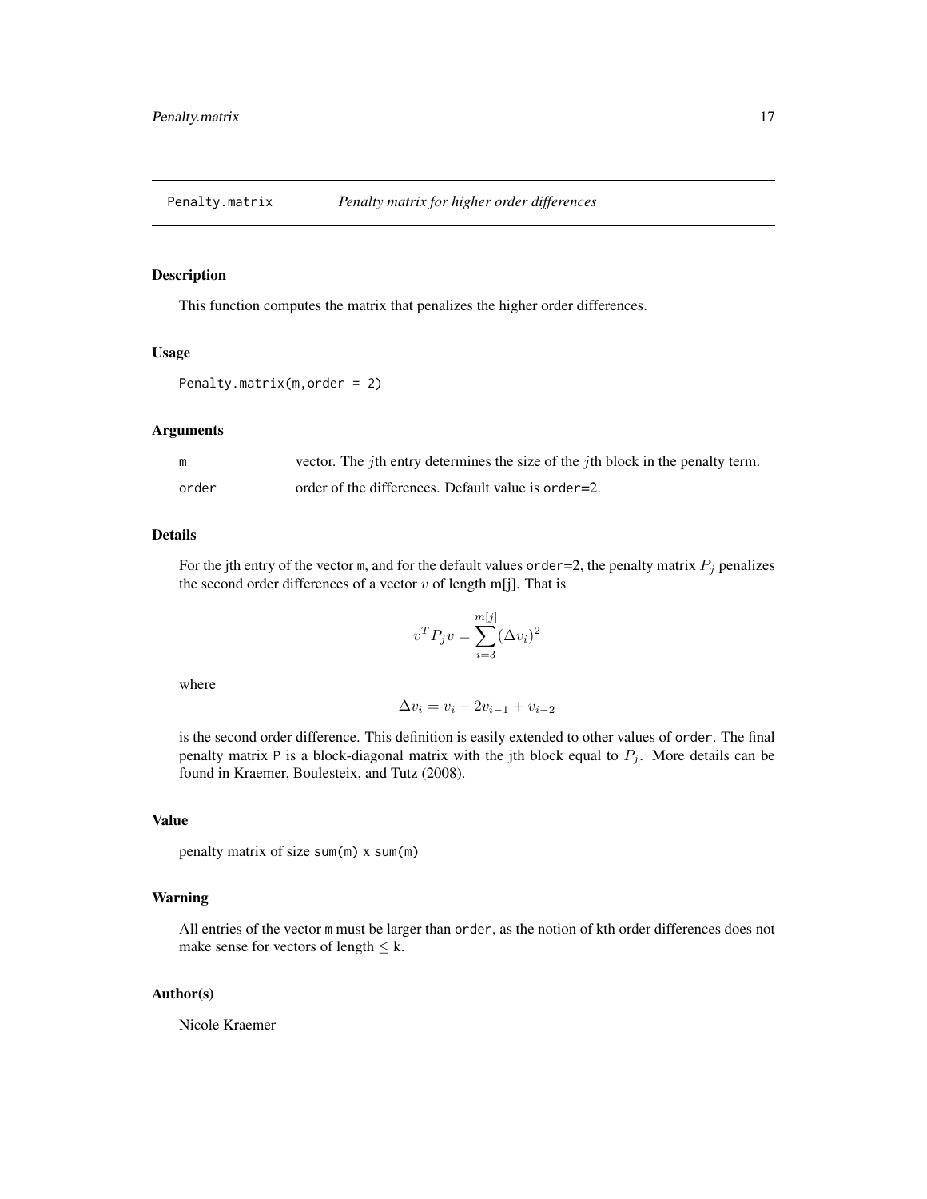## Penalty.matrix *Penalty matrix for higher order differences*

### Description

This function computes the matrix that penalizes the higher order differences.

### Usage

```
Penalty.matrix(m,order = 2)
```

### Arguments

| | |
|---|---|
| m | vector. The $j$th entry determines the size of the $j$th block in the penalty term. |
| order | order of the differences. Default value is order=2. |

### Details

For the jth entry of the vector m, and for the default values order=2, the penalty matrix $P_j$ penalizes the second order differences of a vector $v$ of length m[j]. That is

$$v^T P_j v = \sum_{i=3}^{m[j]} (\Delta v_i)^2$$

where

$$\Delta v_i = v_i - 2v_{i-1} + v_{i-2}$$

is the second order difference. This definition is easily extended to other values of order. The final penalty matrix P is a block-diagonal matrix with the jth block equal to $P_j$. More details can be found in Kraemer, Boulesteix, and Tutz (2008).

### Value

penalty matrix of size sum(m) x sum(m)

### Warning

All entries of the vector m must be larger than order, as the notion of kth order differences does not make sense for vectors of length $\leq$ k.

### Author(s)

Nicole Kraemer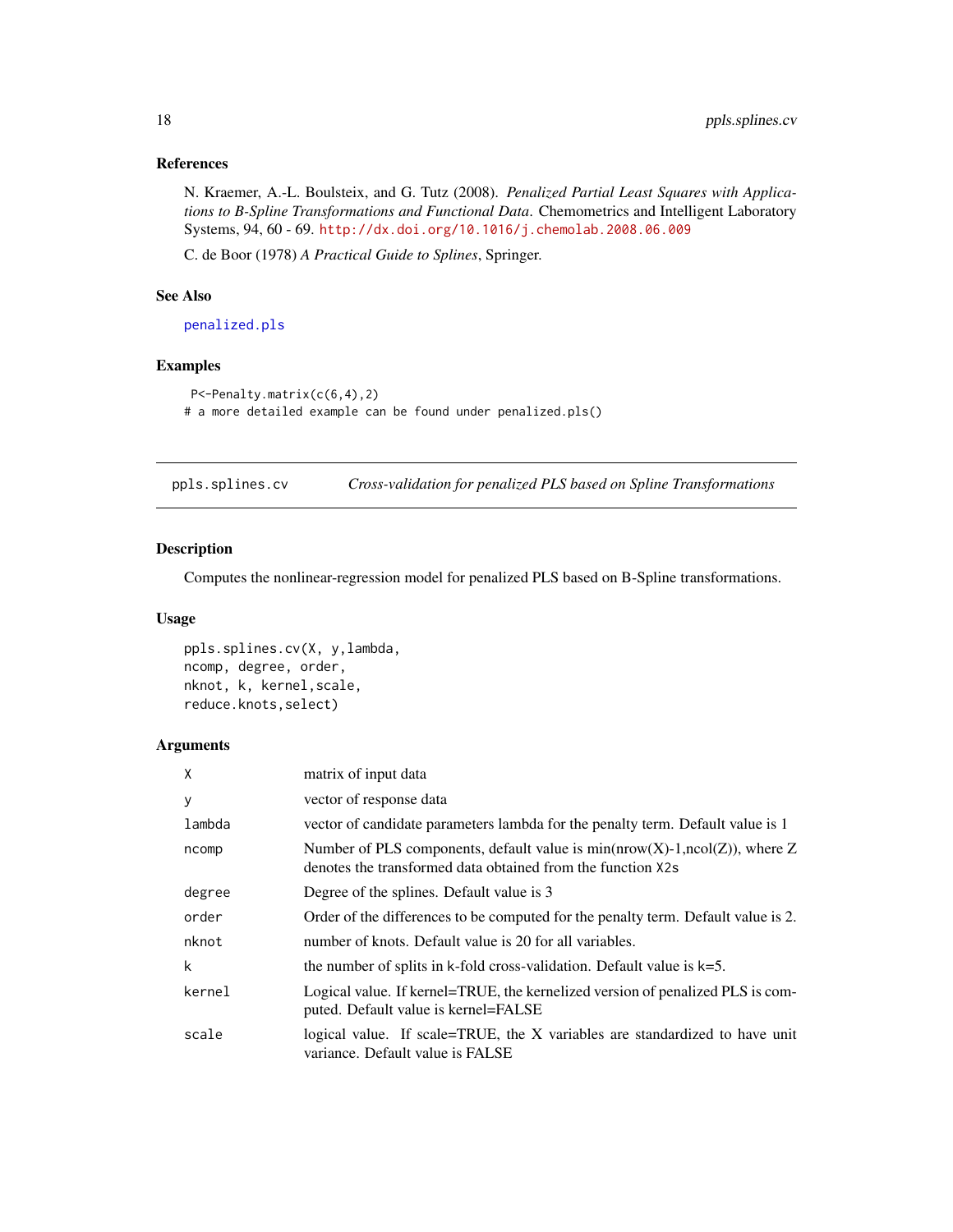### References

N. Kraemer, A.-L. Boulsteix, and G. Tutz (2008). *Penalized Partial Least Squares with Applications to B-Spline Transformations and Functional Data*. Chemometrics and Intelligent Laboratory Systems, 94, 60 - 69. http://dx.doi.org/10.1016/j.chemolab.2008.06.009

C. de Boor (1978) *A Practical Guide to Splines*, Springer.

### See Also

penalized.pls

### Examples

```
 P<-Penalty.matrix(c(6,4),2)
# a more detailed example can be found under penalized.pls()
```

---

## ppls.splines.cv *Cross-validation for penalized PLS based on Spline Transformations*

### Description

Computes the nonlinear-regression model for penalized PLS based on B-Spline transformations.

### Usage

```
ppls.splines.cv(X, y,lambda,
ncomp, degree, order,
nknot, k, kernel,scale,
reduce.knots,select)
```

### Arguments

| | |
|---|---|
| X | matrix of input data |
| y | vector of response data |
| lambda | vector of candidate parameters lambda for the penalty term. Default value is 1 |
| ncomp | Number of PLS components, default value is min(nrow(X)-1,ncol(Z)), where Z denotes the transformed data obtained from the function X2s |
| degree | Degree of the splines. Default value is 3 |
| order | Order of the differences to be computed for the penalty term. Default value is 2. |
| nknot | number of knots. Default value is 20 for all variables. |
| k | the number of splits in k-fold cross-validation. Default value is k=5. |
| kernel | Logical value. If kernel=TRUE, the kernelized version of penalized PLS is computed. Default value is kernel=FALSE |
| scale | logical value. If scale=TRUE, the X variables are standardized to have unit variance. Default value is FALSE |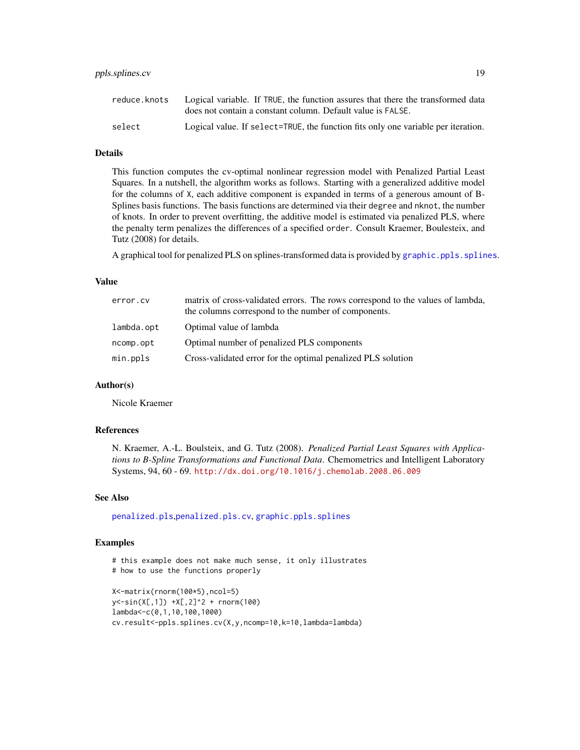| | |
|---|---|
| reduce.knots | Logical variable. If TRUE, the function assures that there the transformed data does not contain a constant column. Default value is FALSE. |
| select | Logical value. If select=TRUE, the function fits only one variable per iteration. |

## Details

This function computes the cv-optimal nonlinear regression model with Penalized Partial Least Squares. In a nutshell, the algorithm works as follows. Starting with a generalized additive model for the columns of X, each additive component is expanded in terms of a generous amount of B-Splines basis functions. The basis functions are determined via their degree and nknot, the number of knots. In order to prevent overfitting, the additive model is estimated via penalized PLS, where the penalty term penalizes the differences of a specified order. Consult Kraemer, Boulesteix, and Tutz (2008) for details.

A graphical tool for penalized PLS on splines-transformed data is provided by graphic.ppls.splines.

## Value

| | |
|---|---|
| error.cv | matrix of cross-validated errors. The rows correspond to the values of lambda, the columns correspond to the number of components. |
| lambda.opt | Optimal value of lambda |
| ncomp.opt | Optimal number of penalized PLS components |
| min.ppls | Cross-validated error for the optimal penalized PLS solution |

## Author(s)

Nicole Kraemer

## References

N. Kraemer, A.-L. Boulsteix, and G. Tutz (2008). *Penalized Partial Least Squares with Applications to B-Spline Transformations and Functional Data*. Chemometrics and Intelligent Laboratory Systems, 94, 60 - 69. http://dx.doi.org/10.1016/j.chemolab.2008.06.009

## See Also

penalized.pls,penalized.pls.cv, graphic.ppls.splines

## Examples

```
# this example does not make much sense, it only illustrates
# how to use the functions properly

X<-matrix(rnorm(100*5),ncol=5)
y<-sin(X[,1]) +X[,2]^2 + rnorm(100)
lambda<-c(0,1,10,100,1000)
cv.result<-ppls.splines.cv(X,y,ncomp=10,k=10,lambda=lambda)
```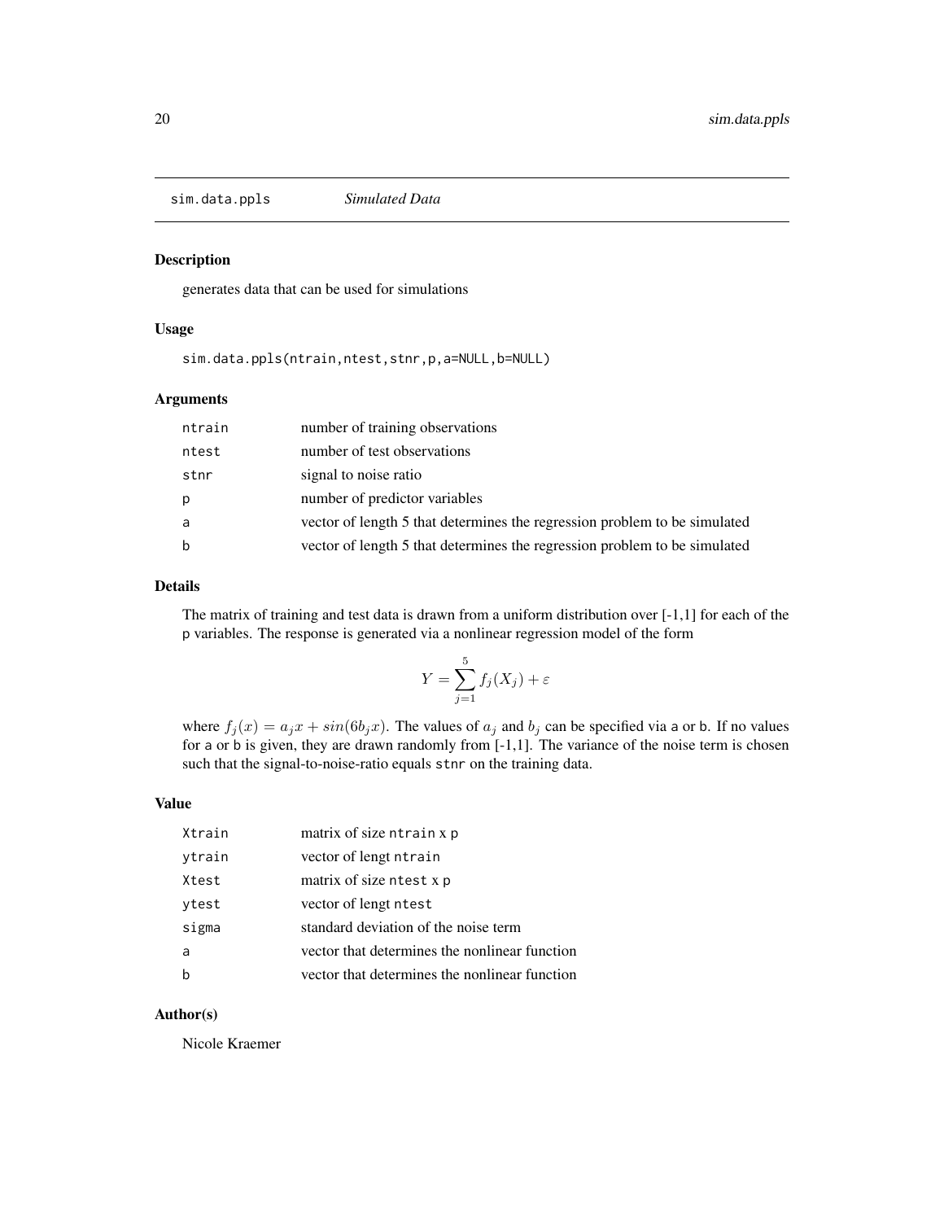# sim.data.ppls *Simulated Data*

## Description

generates data that can be used for simulations

## Usage

```
sim.data.ppls(ntrain,ntest,stnr,p,a=NULL,b=NULL)
```

## Arguments

| | |
|---|---|
| ntrain | number of training observations |
| ntest | number of test observations |
| stnr | signal to noise ratio |
| p | number of predictor variables |
| a | vector of length 5 that determines the regression problem to be simulated |
| b | vector of length 5 that determines the regression problem to be simulated |

## Details

The matrix of training and test data is drawn from a uniform distribution over [-1,1] for each of the p variables. The response is generated via a nonlinear regression model of the form

$$Y = \sum_{j=1}^{5} f_j(X_j) + \varepsilon$$

where $f_j(x) = a_j x + sin(6 b_j x)$. The values of $a_j$ and $b_j$ can be specified via a or b. If no values for a or b is given, they are drawn randomly from [-1,1]. The variance of the noise term is chosen such that the signal-to-noise-ratio equals stnr on the training data.

## Value

| | |
|---|---|
| Xtrain | matrix of size ntrain x p |
| ytrain | vector of lengt ntrain |
| Xtest | matrix of size ntest x p |
| ytest | vector of lengt ntest |
| sigma | standard deviation of the noise term |
| a | vector that determines the nonlinear function |
| b | vector that determines the nonlinear function |

## Author(s)

Nicole Kraemer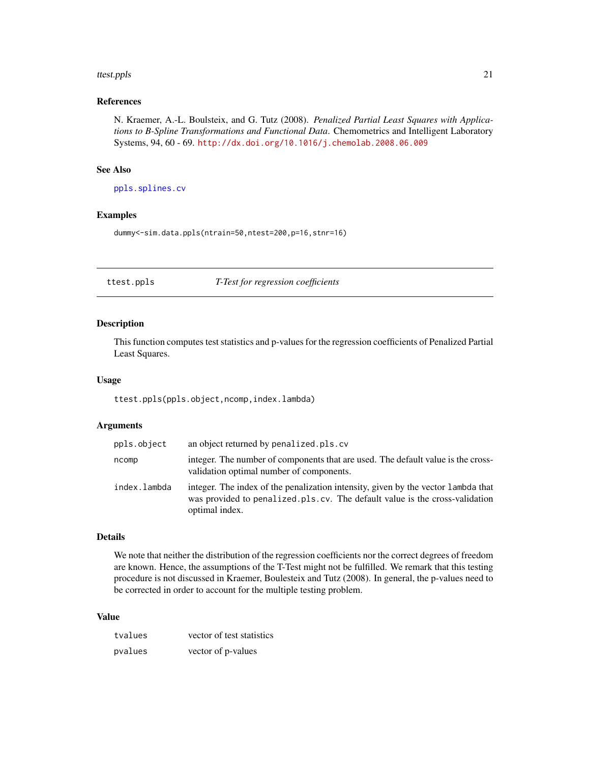### References

N. Kraemer, A.-L. Boulsteix, and G. Tutz (2008). *Penalized Partial Least Squares with Applications to B-Spline Transformations and Functional Data*. Chemometrics and Intelligent Laboratory Systems, 94, 60 - 69. http://dx.doi.org/10.1016/j.chemolab.2008.06.009

### See Also

`ppls.splines.cv`

### Examples

```
dummy<-sim.data.ppls(ntrain=50,ntest=200,p=16,stnr=16)
```

---

## ttest.ppls — *T-Test for regression coefficients*

---

### Description

This function computes test statistics and p-values for the regression coefficients of Penalized Partial Least Squares.

### Usage

```
ttest.ppls(ppls.object,ncomp,index.lambda)
```

### Arguments

| | |
|---|---|
| `ppls.object` | an object returned by `penalized.pls.cv` |
| `ncomp` | integer. The number of components that are used. The default value is the cross-validation optimal number of components. |
| `index.lambda` | integer. The index of the penalization intensity, given by the vector `lambda` that was provided to `penalized.pls.cv`. The default value is the cross-validation optimal index. |

### Details

We note that neither the distribution of the regression coefficients nor the correct degrees of freedom are known. Hence, the assumptions of the T-Test might not be fulfilled. We remark that this testing procedure is not discussed in Kraemer, Boulesteix and Tutz (2008). In general, the p-values need to be corrected in order to account for the multiple testing problem.

### Value

| | |
|---|---|
| `tvalues` | vector of test statistics |
| `pvalues` | vector of p-values |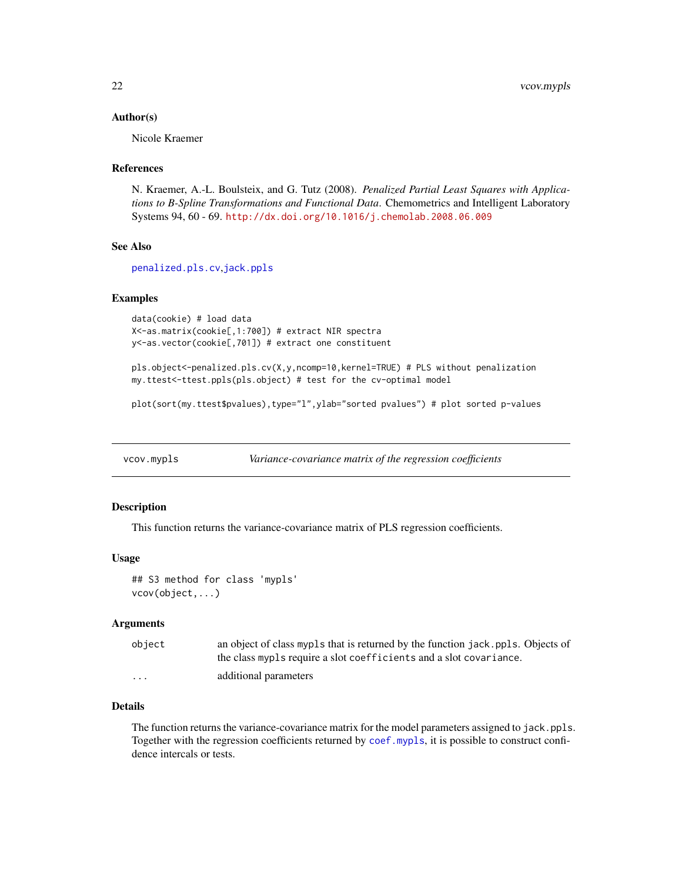### Author(s)

Nicole Kraemer

### References

N. Kraemer, A.-L. Boulsteix, and G. Tutz (2008). *Penalized Partial Least Squares with Applications to B-Spline Transformations and Functional Data.* Chemometrics and Intelligent Laboratory Systems 94, 60 - 69. http://dx.doi.org/10.1016/j.chemolab.2008.06.009

### See Also

penalized.pls.cv,jack.ppls

### Examples

```
data(cookie) # load data
X<-as.matrix(cookie[,1:700]) # extract NIR spectra
y<-as.vector(cookie[,701]) # extract one constituent

pls.object<-penalized.pls.cv(X,y,ncomp=10,kernel=TRUE) # PLS without penalization
my.ttest<-ttest.ppls(pls.object) # test for the cv-optimal model

plot(sort(my.ttest$pvalues),type="l",ylab="sorted pvalues") # plot sorted p-values
```

---

## vcov.mypls — *Variance-covariance matrix of the regression coefficients*

### Description

This function returns the variance-covariance matrix of PLS regression coefficients.

### Usage

```
## S3 method for class 'mypls'
vcov(object,...)
```

### Arguments

| | |
|---|---|
| `object` | an object of class `mypls` that is returned by the function `jack.ppls`. Objects of the class `mypls` require a slot `coefficients` and a slot `covariance`. |
| `...` | additional parameters |

### Details

The function returns the variance-covariance matrix for the model parameters assigned to `jack.ppls`. Together with the regression coefficients returned by `coef.mypls`, it is possible to construct confidence intercals or tests.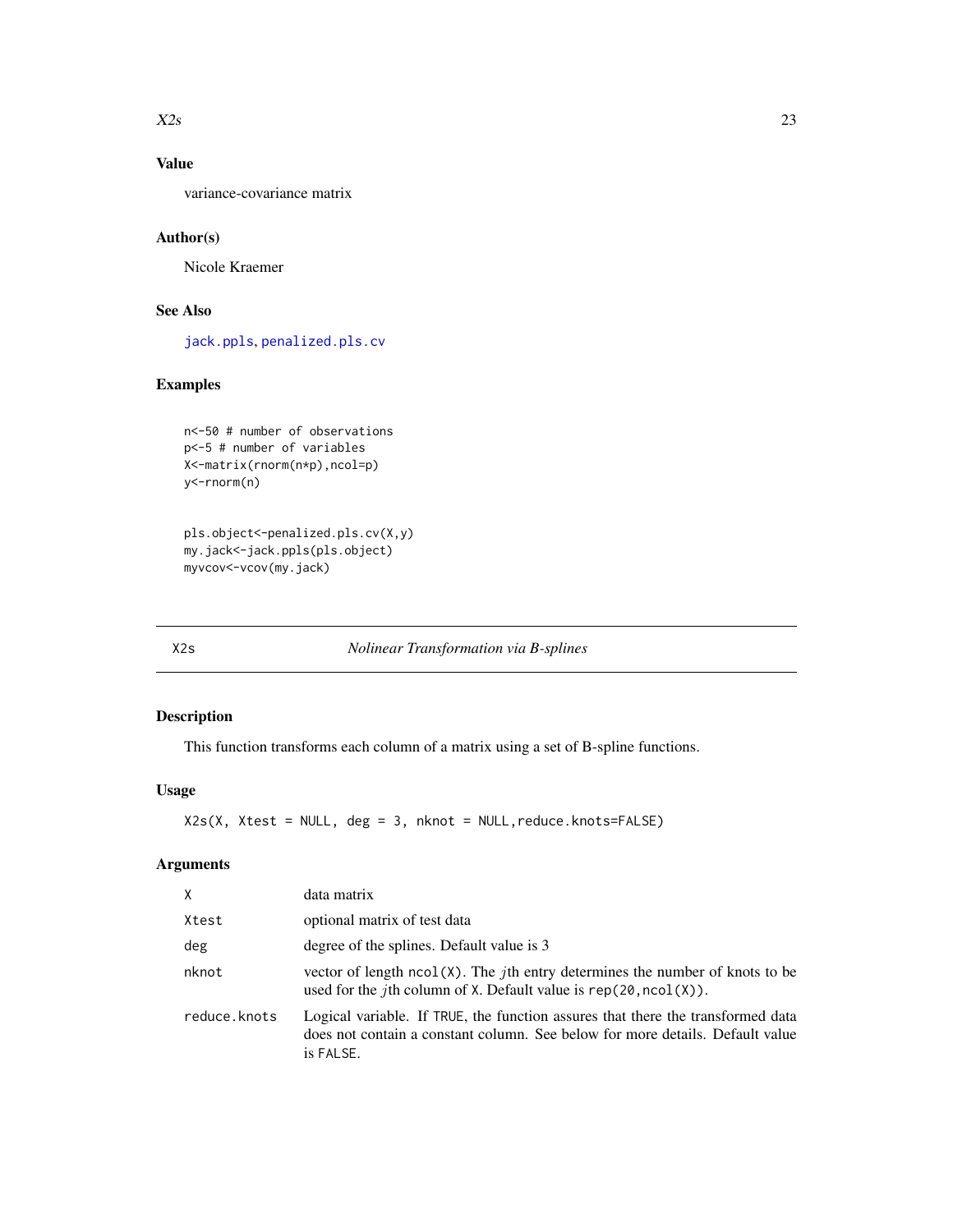## Value

variance-covariance matrix

## Author(s)

Nicole Kraemer

## See Also

jack.ppls, penalized.pls.cv

## Examples

```
n<-50 # number of observations
p<-5 # number of variables
X<-matrix(rnorm(n*p),ncol=p)
y<-rnorm(n)


pls.object<-penalized.pls.cv(X,y)
my.jack<-jack.ppls(pls.object)
myvcov<-vcov(my.jack)
```

---

# X2s — *Nolinear Transformation via B-splines*

## Description

This function transforms each column of a matrix using a set of B-spline functions.

## Usage

```
X2s(X, Xtest = NULL, deg = 3, nknot = NULL,reduce.knots=FALSE)
```

## Arguments

| | |
|---|---|
| X | data matrix |
| Xtest | optional matrix of test data |
| deg | degree of the splines. Default value is 3 |
| nknot | vector of length `ncol(X)`. The $j$th entry determines the number of knots to be used for the $j$th column of X. Default value is `rep(20,ncol(X))`. |
| reduce.knots | Logical variable. If TRUE, the function assures that there the transformed data does not contain a constant column. See below for more details. Default value is FALSE. |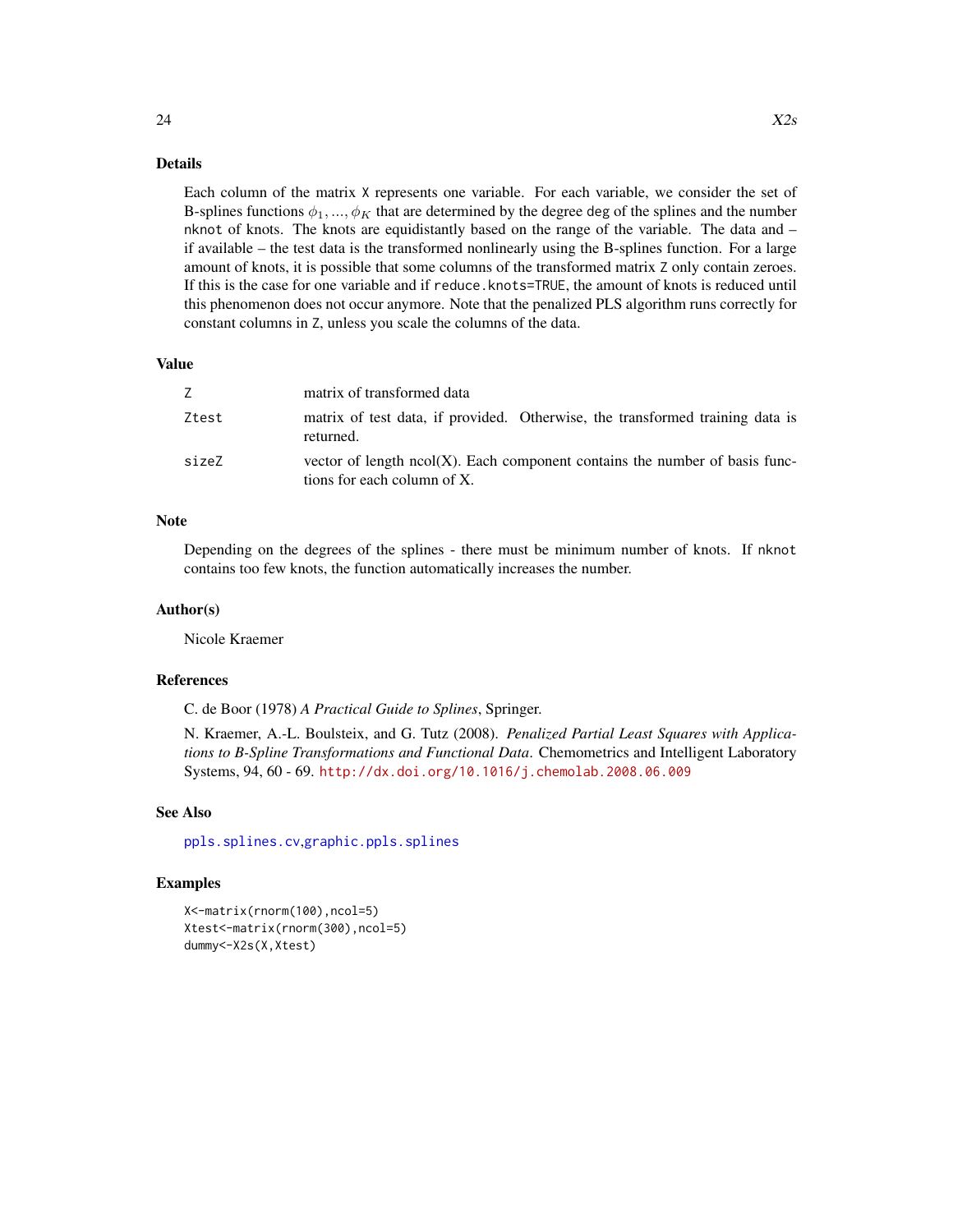## Details

Each column of the matrix `X` represents one variable. For each variable, we consider the set of B-splines functions $\phi_1, ..., \phi_K$ that are determined by the degree `deg` of the splines and the number `nknot` of knots. The knots are equidistantly based on the range of the variable. The data and – if available – the test data is the transformed nonlinearly using the B-splines function. For a large amount of knots, it is possible that some columns of the transformed matrix `Z` only contain zeroes. If this is the case for one variable and if `reduce.knots=TRUE`, the amount of knots is reduced until this phenomenon does not occur anymore. Note that the penalized PLS algorithm runs correctly for constant columns in `Z`, unless you scale the columns of the data.

## Value

| | |
|---|---|
| `Z` | matrix of transformed data |
| `Ztest` | matrix of test data, if provided. Otherwise, the transformed training data is returned. |
| `sizeZ` | vector of length ncol(X). Each component contains the number of basis functions for each column of X. |

## Note

Depending on the degrees of the splines - there must be minimum number of knots. If `nknot` contains too few knots, the function automatically increases the number.

## Author(s)

Nicole Kraemer

## References

C. de Boor (1978) *A Practical Guide to Splines*, Springer.

N. Kraemer, A.-L. Boulsteix, and G. Tutz (2008). *Penalized Partial Least Squares with Applications to B-Spline Transformations and Functional Data*. Chemometrics and Intelligent Laboratory Systems, 94, 60 - 69. http://dx.doi.org/10.1016/j.chemolab.2008.06.009

## See Also

`ppls.splines.cv`,`graphic.ppls.splines`

## Examples

```
X<-matrix(rnorm(100),ncol=5)
Xtest<-matrix(rnorm(300),ncol=5)
dummy<-X2s(X,Xtest)
```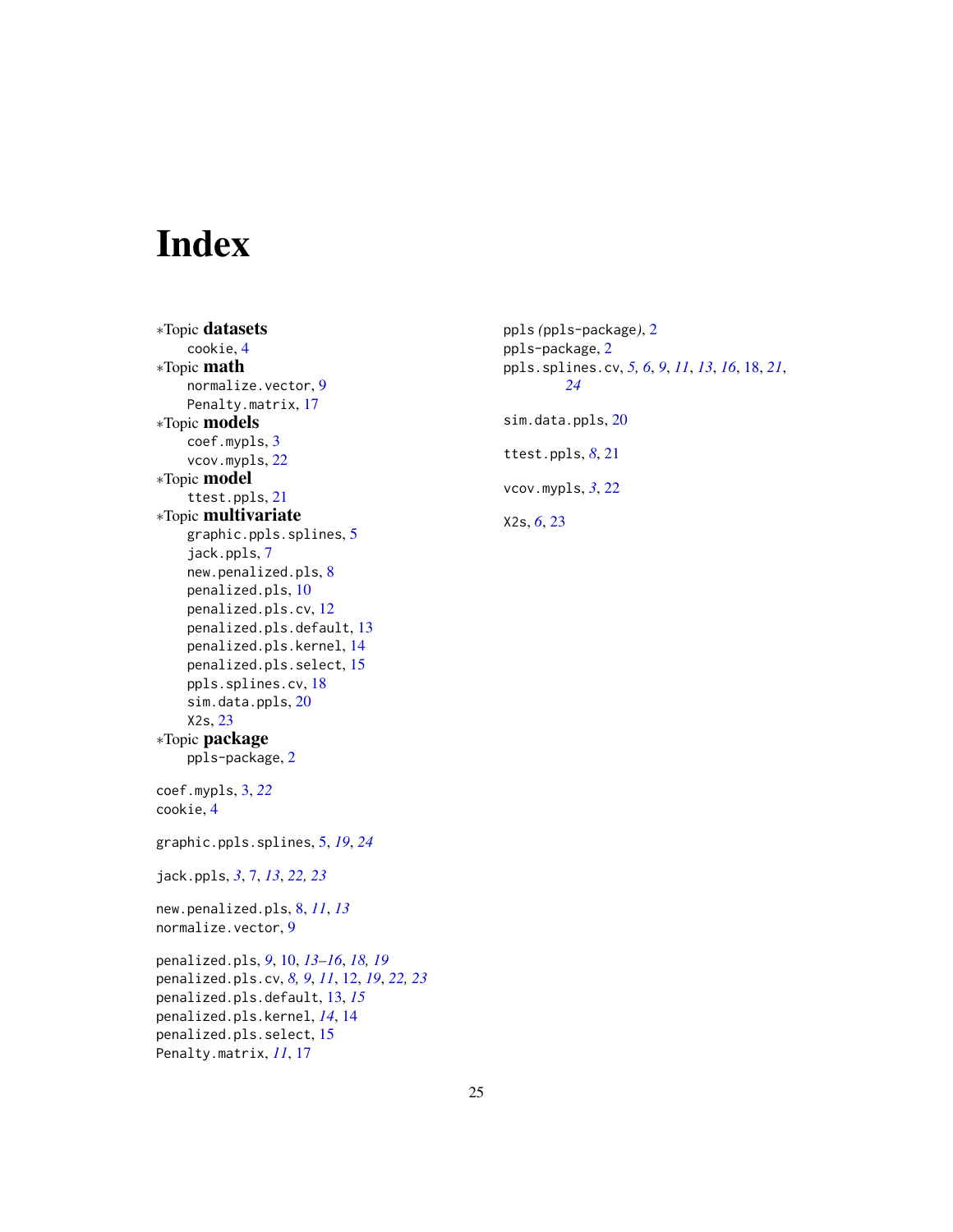# Index

*Topic **datasets**
 cookie, 4
*Topic **math**
 normalize.vector, 9
 Penalty.matrix, 17
*Topic **models**
 coef.mypls, 3
 vcov.mypls, 22
*Topic **model**
 ttest.ppls, 21
*Topic **multivariate**
 graphic.ppls.splines, 5
 jack.ppls, 7
 new.penalized.pls, 8
 penalized.pls, 10
 penalized.pls.cv, 12
 penalized.pls.default, 13
 penalized.pls.kernel, 14
 penalized.pls.select, 15
 ppls.splines.cv, 18
 sim.data.ppls, 20
 X2s, 23
*Topic **package**
 ppls-package, 2

coef.mypls, 3, *22*
cookie, 4

graphic.ppls.splines, 5, *19*, *24*

jack.ppls, *3*, 7, *13*, *22, 23*

new.penalized.pls, 8, *11*, *13*
normalize.vector, 9

penalized.pls, *9*, 10, *13–16*, *18, 19*
penalized.pls.cv, *8, 9*, *11*, 12, *19*, *22, 23*
penalized.pls.default, 13, *15*
penalized.pls.kernel, *14*, 14
penalized.pls.select, 15
Penalty.matrix, *11*, 17

ppls *(*ppls-package*)*, 2
ppls-package, 2
ppls.splines.cv, *5, 6*, *9*, *11*, *13*, *16*, 18, *21*, *24*

sim.data.ppls, 20

ttest.ppls, *8*, 21

vcov.mypls, *3*, 22

X2s, *6*, 23